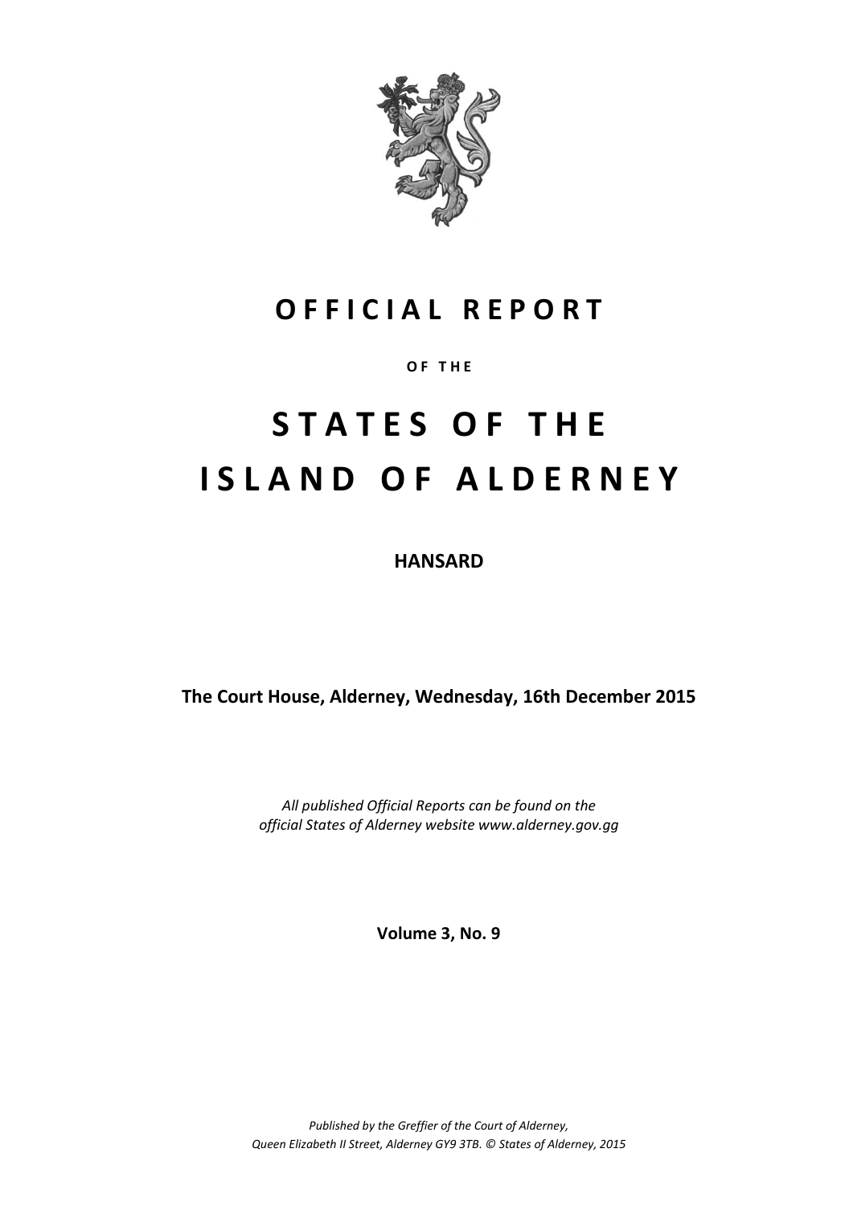# OFFICIAL REPORT

OF THE

# STATES OF THE ISLAND OF ALDERNEY

**HANSARD**

**The Court House, Alderney, Wednesday, 16th December 2015**

*All published Official Reports can be found on the official States of Alderney website www.alderney.gov.gg*

**Volume 3, No. 9**

*Published by the Greffier of the Court of Alderney, Queen Elizabeth II Street, Alderney GY9 3TB. © States of Alderney, 2015*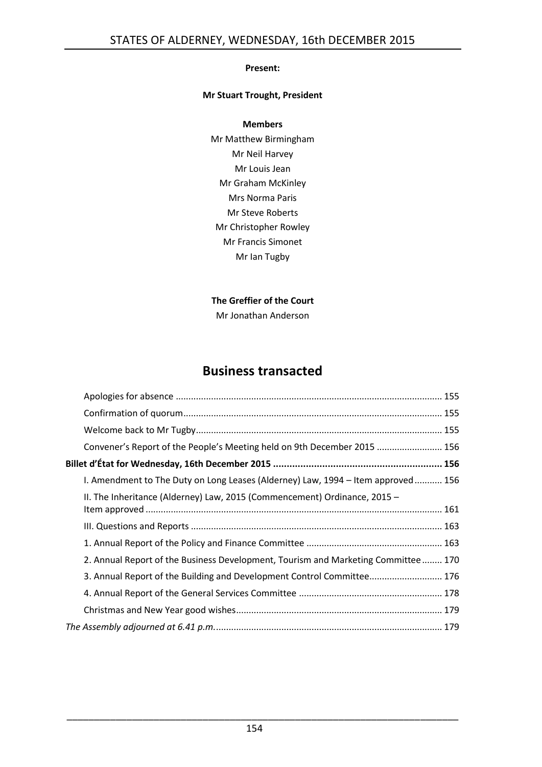**Present:**

**Mr Stuart Trought, President**

**Members**

Mr Matthew Birmingham
Mr Neil Harvey
Mr Louis Jean
Mr Graham McKinley
Mrs Norma Paris
Mr Steve Roberts
Mr Christopher Rowley
Mr Francis Simonet
Mr Ian Tugby

**The Greffier of the Court**

Mr Jonathan Anderson

# Business transacted

Apologies for absence ........................................................................................................ 155

Confirmation of quorum..................................................................................................... 155

Welcome back to Mr Tugby................................................................................................ 155

Convener's Report of the People's Meeting held on 9th December 2015 .......................... 156

**Billet d'État for Wednesday, 16th December 2015 ............................................................. 156**

I. Amendment to The Duty on Long Leases (Alderney) Law, 1994 – Item approved........... 156

II. The Inheritance (Alderney) Law, 2015 (Commencement) Ordinance, 2015 – Item approved .................................................................................................................... 161

III. Questions and Reports .................................................................................................. 163

1. Annual Report of the Policy and Finance Committee ..................................................... 163

2. Annual Report of the Business Development, Tourism and Marketing Committee........ 170

3. Annual Report of the Building and Development Control Committee............................ 176

4. Annual Report of the General Services Committee ........................................................ 178

Christmas and New Year good wishes................................................................................. 179

*The Assembly adjourned at 6.41 p.m.*......................................................................................... 179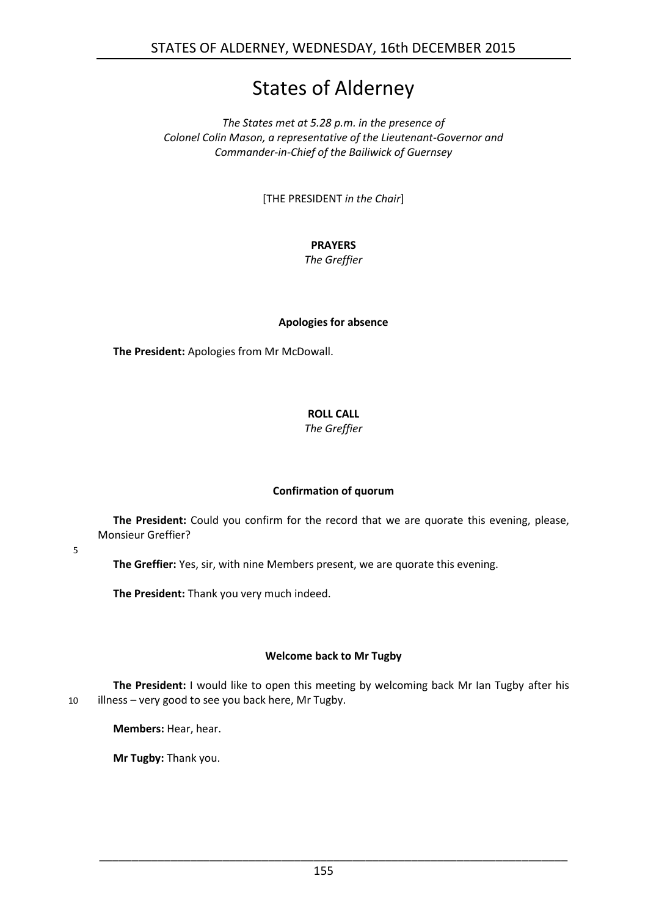# States of Alderney

*The States met at 5.28 p.m. in the presence of Colonel Colin Mason, a representative of the Lieutenant-Governor and Commander-in-Chief of the Bailiwick of Guernsey*

[THE PRESIDENT *in the Chair*]

## PRAYERS

*The Greffier*

### Apologies for absence

**The President:** Apologies from Mr McDowall.

## ROLL CALL

*The Greffier*

### Confirmation of quorum

**The President:** Could you confirm for the record that we are quorate this evening, please, Monsieur Greffier?

5

**The Greffier:** Yes, sir, with nine Members present, we are quorate this evening.

**The President:** Thank you very much indeed.

### Welcome back to Mr Tugby

**The President:** I would like to open this meeting by welcoming back Mr Ian Tugby after his 10 illness – very good to see you back here, Mr Tugby.

**Members:** Hear, hear.

**Mr Tugby:** Thank you.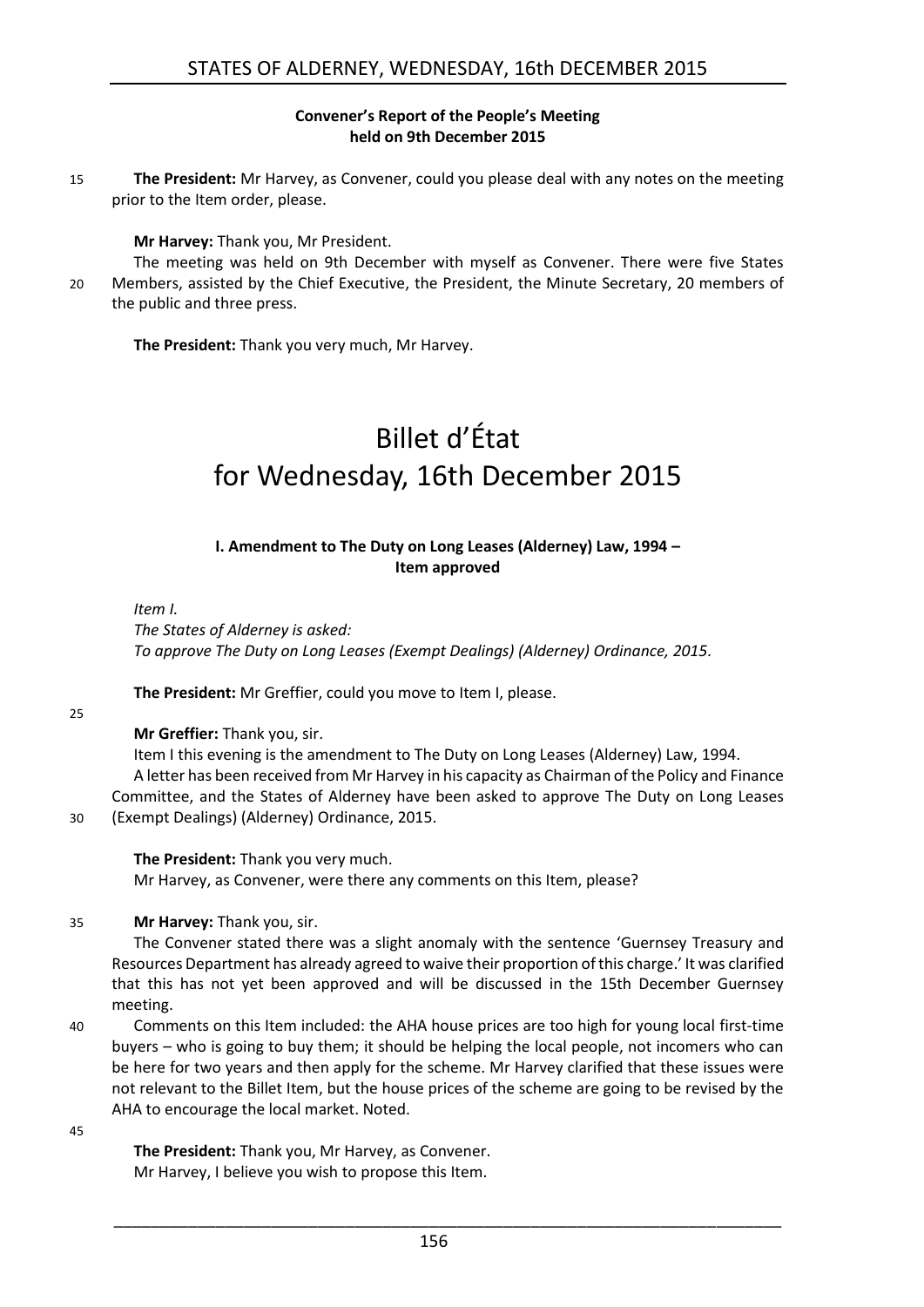**Convener's Report of the People's Meeting held on 9th December 2015**

**The President:** Mr Harvey, as Convener, could you please deal with any notes on the meeting prior to the Item order, please.

**Mr Harvey:** Thank you, Mr President.

The meeting was held on 9th December with myself as Convener. There were five States Members, assisted by the Chief Executive, the President, the Minute Secretary, 20 members of the public and three press.

**The President:** Thank you very much, Mr Harvey.

# Billet d'État for Wednesday, 16th December 2015

### I. Amendment to The Duty on Long Leases (Alderney) Law, 1994 – Item approved

*Item I.*
*The States of Alderney is asked:*
*To approve The Duty on Long Leases (Exempt Dealings) (Alderney) Ordinance, 2015.*

**The President:** Mr Greffier, could you move to Item I, please.

**Mr Greffier:** Thank you, sir.

Item I this evening is the amendment to The Duty on Long Leases (Alderney) Law, 1994.

A letter has been received from Mr Harvey in his capacity as Chairman of the Policy and Finance Committee, and the States of Alderney have been asked to approve The Duty on Long Leases (Exempt Dealings) (Alderney) Ordinance, 2015.

**The President:** Thank you very much.

Mr Harvey, as Convener, were there any comments on this Item, please?

**Mr Harvey:** Thank you, sir.

The Convener stated there was a slight anomaly with the sentence 'Guernsey Treasury and Resources Department has already agreed to waive their proportion of this charge.' It was clarified that this has not yet been approved and will be discussed in the 15th December Guernsey meeting.

Comments on this Item included: the AHA house prices are too high for young local first-time buyers – who is going to buy them; it should be helping the local people, not incomers who can be here for two years and then apply for the scheme. Mr Harvey clarified that these issues were not relevant to the Billet Item, but the house prices of the scheme are going to be revised by the AHA to encourage the local market. Noted.

**The President:** Thank you, Mr Harvey, as Convener.

Mr Harvey, I believe you wish to propose this Item.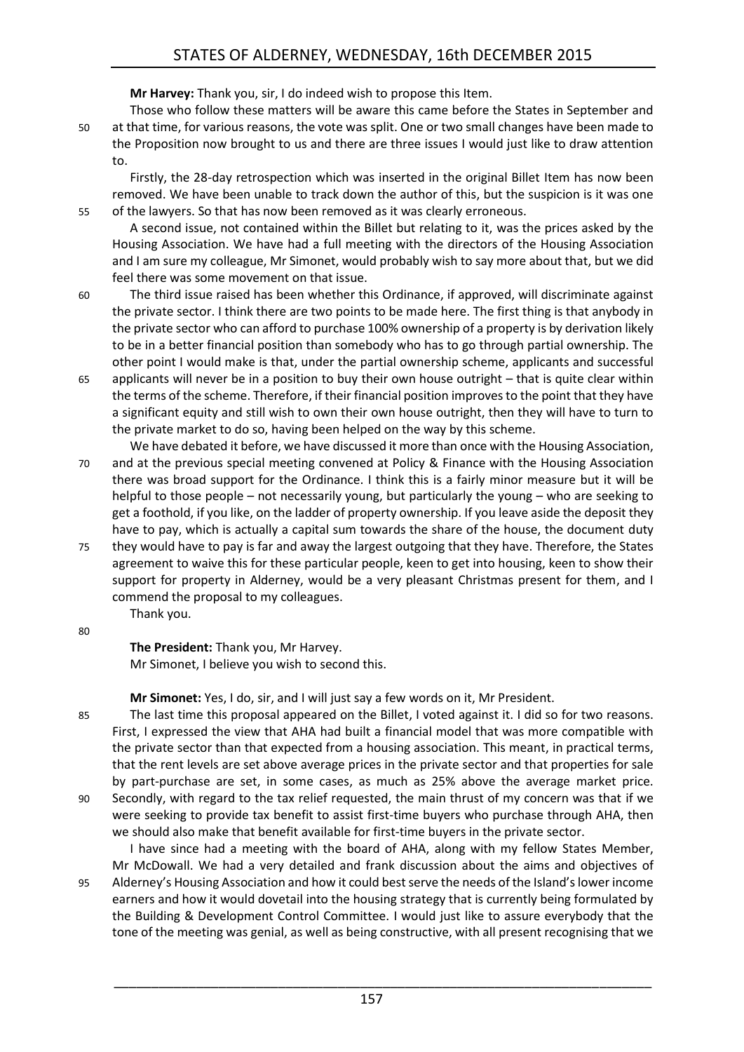**Mr Harvey:** Thank you, sir, I do indeed wish to propose this Item.

Those who follow these matters will be aware this came before the States in September and at that time, for various reasons, the vote was split. One or two small changes have been made to the Proposition now brought to us and there are three issues I would just like to draw attention to.

Firstly, the 28-day retrospection which was inserted in the original Billet Item has now been removed. We have been unable to track down the author of this, but the suspicion is it was one of the lawyers. So that has now been removed as it was clearly erroneous.

A second issue, not contained within the Billet but relating to it, was the prices asked by the Housing Association. We have had a full meeting with the directors of the Housing Association and I am sure my colleague, Mr Simonet, would probably wish to say more about that, but we did feel there was some movement on that issue.

The third issue raised has been whether this Ordinance, if approved, will discriminate against the private sector. I think there are two points to be made here. The first thing is that anybody in the private sector who can afford to purchase 100% ownership of a property is by derivation likely to be in a better financial position than somebody who has to go through partial ownership. The other point I would make is that, under the partial ownership scheme, applicants and successful applicants will never be in a position to buy their own house outright – that is quite clear within the terms of the scheme. Therefore, if their financial position improves to the point that they have a significant equity and still wish to own their own house outright, then they will have to turn to the private market to do so, having been helped on the way by this scheme.

We have debated it before, we have discussed it more than once with the Housing Association, and at the previous special meeting convened at Policy & Finance with the Housing Association there was broad support for the Ordinance. I think this is a fairly minor measure but it will be helpful to those people – not necessarily young, but particularly the young – who are seeking to get a foothold, if you like, on the ladder of property ownership. If you leave aside the deposit they have to pay, which is actually a capital sum towards the share of the house, the document duty they would have to pay is far and away the largest outgoing that they have. Therefore, the States agreement to waive this for these particular people, keen to get into housing, keen to show their support for property in Alderney, would be a very pleasant Christmas present for them, and I commend the proposal to my colleagues.

Thank you.

**The President:** Thank you, Mr Harvey.

Mr Simonet, I believe you wish to second this.

**Mr Simonet:** Yes, I do, sir, and I will just say a few words on it, Mr President.

The last time this proposal appeared on the Billet, I voted against it. I did so for two reasons. First, I expressed the view that AHA had built a financial model that was more compatible with the private sector than that expected from a housing association. This meant, in practical terms, that the rent levels are set above average prices in the private sector and that properties for sale by part-purchase are set, in some cases, as much as 25% above the average market price. Secondly, with regard to the tax relief requested, the main thrust of my concern was that if we were seeking to provide tax benefit to assist first-time buyers who purchase through AHA, then we should also make that benefit available for first-time buyers in the private sector.

I have since had a meeting with the board of AHA, along with my fellow States Member, Mr McDowall. We had a very detailed and frank discussion about the aims and objectives of Alderney's Housing Association and how it could best serve the needs of the Island's lower income earners and how it would dovetail into the housing strategy that is currently being formulated by the Building & Development Control Committee. I would just like to assure everybody that the tone of the meeting was genial, as well as being constructive, with all present recognising that we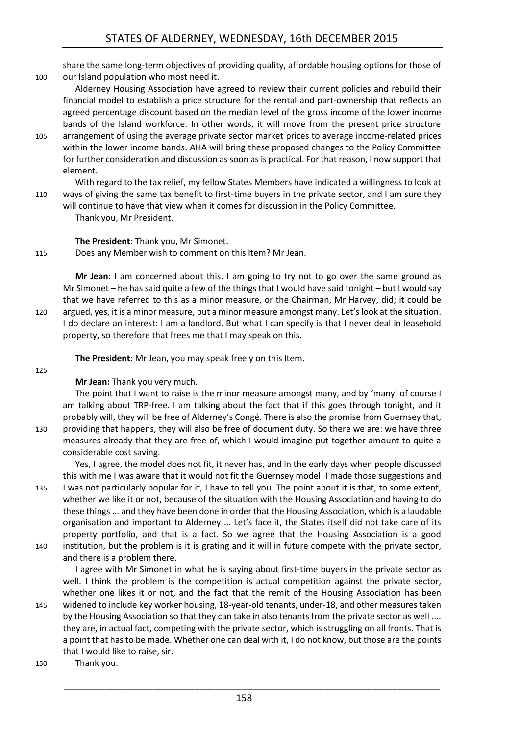share the same long-term objectives of providing quality, affordable housing options for those of our Island population who most need it.

Alderney Housing Association have agreed to review their current policies and rebuild their financial model to establish a price structure for the rental and part-ownership that reflects an agreed percentage discount based on the median level of the gross income of the lower income bands of the Island workforce. In other words, it will move from the present price structure arrangement of using the average private sector market prices to average income-related prices within the lower income bands. AHA will bring these proposed changes to the Policy Committee for further consideration and discussion as soon as is practical. For that reason, I now support that element.

With regard to the tax relief, my fellow States Members have indicated a willingness to look at ways of giving the same tax benefit to first-time buyers in the private sector, and I am sure they will continue to have that view when it comes for discussion in the Policy Committee.

Thank you, Mr President.

**The President:** Thank you, Mr Simonet.

Does any Member wish to comment on this Item? Mr Jean.

**Mr Jean:** I am concerned about this. I am going to try not to go over the same ground as Mr Simonet – he has said quite a few of the things that I would have said tonight – but I would say that we have referred to this as a minor measure, or the Chairman, Mr Harvey, did; it could be argued, yes, it is a minor measure, but a minor measure amongst many. Let's look at the situation. I do declare an interest: I am a landlord. But what I can specify is that I never deal in leasehold property, so therefore that frees me that I may speak on this.

**The President:** Mr Jean, you may speak freely on this Item.

**Mr Jean:** Thank you very much.

The point that I want to raise is the minor measure amongst many, and by 'many' of course I am talking about TRP-free. I am talking about the fact that if this goes through tonight, and it probably will, they will be free of Alderney's Congé. There is also the promise from Guernsey that, providing that happens, they will also be free of document duty. So there we are: we have three measures already that they are free of, which I would imagine put together amount to quite a considerable cost saving.

Yes, I agree, the model does not fit, it never has, and in the early days when people discussed this with me I was aware that it would not fit the Guernsey model. I made those suggestions and I was not particularly popular for it, I have to tell you. The point about it is that, to some extent, whether we like it or not, because of the situation with the Housing Association and having to do these things ... and they have been done in order that the Housing Association, which is a laudable organisation and important to Alderney ... Let's face it, the States itself did not take care of its property portfolio, and that is a fact. So we agree that the Housing Association is a good institution, but the problem is it is grating and it will in future compete with the private sector, and there is a problem there.

I agree with Mr Simonet in what he is saying about first-time buyers in the private sector as well. I think the problem is the competition is actual competition against the private sector, whether one likes it or not, and the fact that the remit of the Housing Association has been widened to include key worker housing, 18-year-old tenants, under-18, and other measures taken by the Housing Association so that they can take in also tenants from the private sector as well .... they are, in actual fact, competing with the private sector, which is struggling on all fronts. That is a point that has to be made. Whether one can deal with it, I do not know, but those are the points that I would like to raise, sir.

Thank you.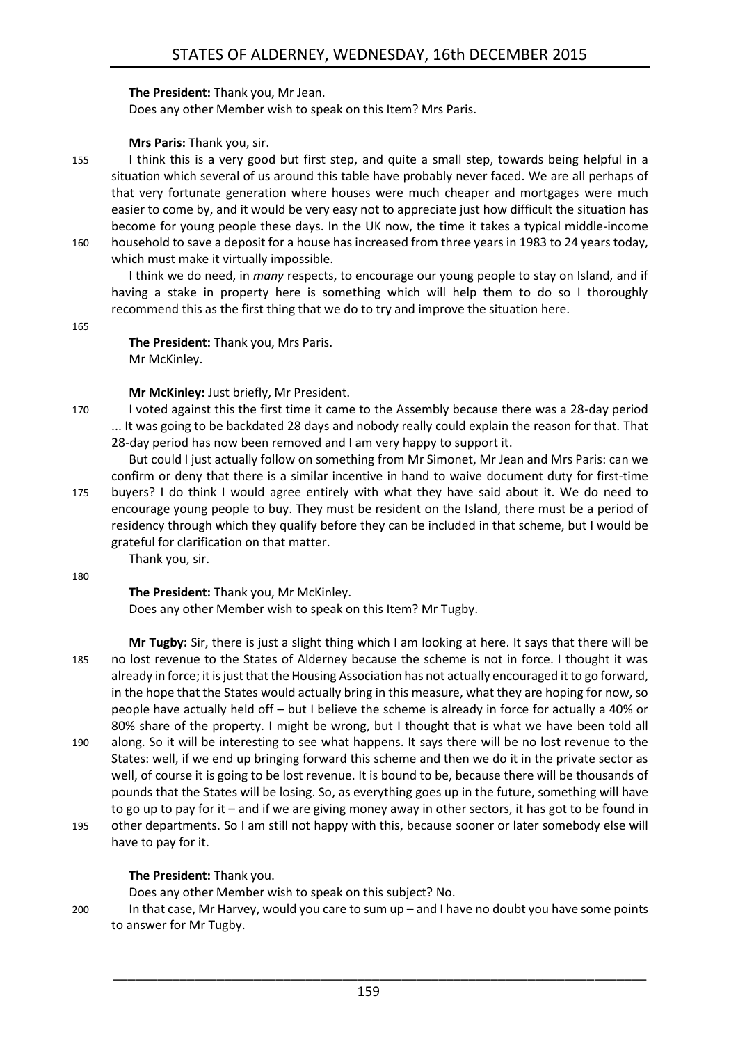**The President:** Thank you, Mr Jean.

Does any other Member wish to speak on this Item? Mrs Paris.

**Mrs Paris:** Thank you, sir.

I think this is a very good but first step, and quite a small step, towards being helpful in a situation which several of us around this table have probably never faced. We are all perhaps of that very fortunate generation where houses were much cheaper and mortgages were much easier to come by, and it would be very easy not to appreciate just how difficult the situation has become for young people these days. In the UK now, the time it takes a typical middle-income household to save a deposit for a house has increased from three years in 1983 to 24 years today, which must make it virtually impossible.

I think we do need, in *many* respects, to encourage our young people to stay on Island, and if having a stake in property here is something which will help them to do so I thoroughly recommend this as the first thing that we do to try and improve the situation here.

**The President:** Thank you, Mrs Paris.

Mr McKinley.

**Mr McKinley:** Just briefly, Mr President.

I voted against this the first time it came to the Assembly because there was a 28-day period ... It was going to be backdated 28 days and nobody really could explain the reason for that. That 28-day period has now been removed and I am very happy to support it.

But could I just actually follow on something from Mr Simonet, Mr Jean and Mrs Paris: can we confirm or deny that there is a similar incentive in hand to waive document duty for first-time buyers? I do think I would agree entirely with what they have said about it. We do need to encourage young people to buy. They must be resident on the Island, there must be a period of residency through which they qualify before they can be included in that scheme, but I would be grateful for clarification on that matter.

Thank you, sir.

**The President:** Thank you, Mr McKinley.

Does any other Member wish to speak on this Item? Mr Tugby.

**Mr Tugby:** Sir, there is just a slight thing which I am looking at here. It says that there will be no lost revenue to the States of Alderney because the scheme is not in force. I thought it was already in force; it is just that the Housing Association has not actually encouraged it to go forward, in the hope that the States would actually bring in this measure, what they are hoping for now, so people have actually held off – but I believe the scheme is already in force for actually a 40% or 80% share of the property. I might be wrong, but I thought that is what we have been told all along. So it will be interesting to see what happens. It says there will be no lost revenue to the States: well, if we end up bringing forward this scheme and then we do it in the private sector as well, of course it is going to be lost revenue. It is bound to be, because there will be thousands of pounds that the States will be losing. So, as everything goes up in the future, something will have to go up to pay for it – and if we are giving money away in other sectors, it has got to be found in other departments. So I am still not happy with this, because sooner or later somebody else will have to pay for it.

**The President:** Thank you.

Does any other Member wish to speak on this subject? No.

In that case, Mr Harvey, would you care to sum up – and I have no doubt you have some points to answer for Mr Tugby.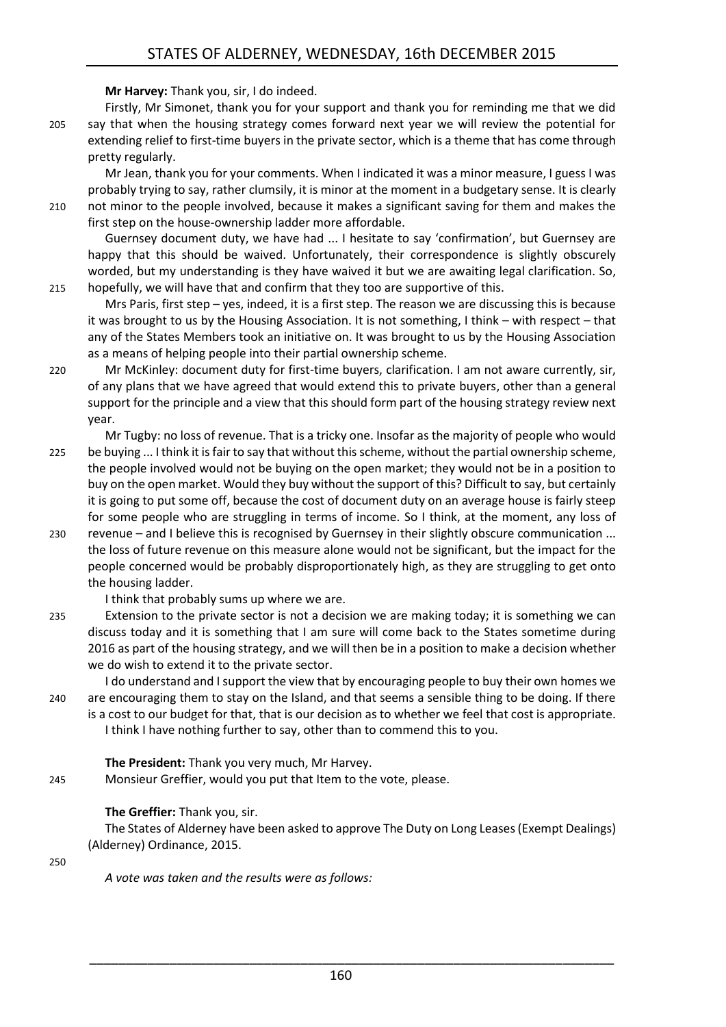**Mr Harvey:** Thank you, sir, I do indeed.

Firstly, Mr Simonet, thank you for your support and thank you for reminding me that we did say that when the housing strategy comes forward next year we will review the potential for extending relief to first-time buyers in the private sector, which is a theme that has come through pretty regularly.

Mr Jean, thank you for your comments. When I indicated it was a minor measure, I guess I was probably trying to say, rather clumsily, it is minor at the moment in a budgetary sense. It is clearly not minor to the people involved, because it makes a significant saving for them and makes the first step on the house-ownership ladder more affordable.

Guernsey document duty, we have had ... I hesitate to say 'confirmation', but Guernsey are happy that this should be waived. Unfortunately, their correspondence is slightly obscurely worded, but my understanding is they have waived it but we are awaiting legal clarification. So, hopefully, we will have that and confirm that they too are supportive of this.

Mrs Paris, first step – yes, indeed, it is a first step. The reason we are discussing this is because it was brought to us by the Housing Association. It is not something, I think – with respect – that any of the States Members took an initiative on. It was brought to us by the Housing Association as a means of helping people into their partial ownership scheme.

Mr McKinley: document duty for first-time buyers, clarification. I am not aware currently, sir, of any plans that we have agreed that would extend this to private buyers, other than a general support for the principle and a view that this should form part of the housing strategy review next year.

Mr Tugby: no loss of revenue. That is a tricky one. Insofar as the majority of people who would be buying ... I think it is fair to say that without this scheme, without the partial ownership scheme, the people involved would not be buying on the open market; they would not be in a position to buy on the open market. Would they buy without the support of this? Difficult to say, but certainly it is going to put some off, because the cost of document duty on an average house is fairly steep for some people who are struggling in terms of income. So I think, at the moment, any loss of revenue – and I believe this is recognised by Guernsey in their slightly obscure communication ... the loss of future revenue on this measure alone would not be significant, but the impact for the people concerned would be probably disproportionately high, as they are struggling to get onto the housing ladder.

I think that probably sums up where we are.

Extension to the private sector is not a decision we are making today; it is something we can discuss today and it is something that I am sure will come back to the States sometime during 2016 as part of the housing strategy, and we will then be in a position to make a decision whether we do wish to extend it to the private sector.

I do understand and I support the view that by encouraging people to buy their own homes we are encouraging them to stay on the Island, and that seems a sensible thing to be doing. If there is a cost to our budget for that, that is our decision as to whether we feel that cost is appropriate.

I think I have nothing further to say, other than to commend this to you.

**The President:** Thank you very much, Mr Harvey.

Monsieur Greffier, would you put that Item to the vote, please.

**The Greffier:** Thank you, sir.

The States of Alderney have been asked to approve The Duty on Long Leases (Exempt Dealings) (Alderney) Ordinance, 2015.

*A vote was taken and the results were as follows:*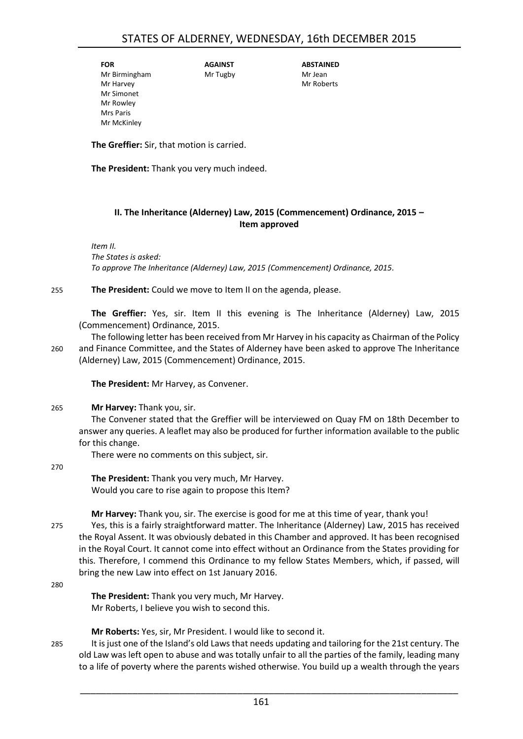| FOR | AGAINST | ABSTAINED |
|---|---|---|
| Mr Birmingham | Mr Tugby | Mr Jean |
| Mr Harvey | | Mr Roberts |
| Mr Simonet | | |
| Mr Rowley | | |
| Mrs Paris | | |
| Mr McKinley | | |

**The Greffier:** Sir, that motion is carried.

**The President:** Thank you very much indeed.

## II. The Inheritance (Alderney) Law, 2015 (Commencement) Ordinance, 2015 – Item approved

*Item II.*
*The States is asked:*
*To approve The Inheritance (Alderney) Law, 2015 (Commencement) Ordinance, 2015.*

255 **The President:** Could we move to Item II on the agenda, please.

**The Greffier:** Yes, sir. Item II this evening is The Inheritance (Alderney) Law, 2015 (Commencement) Ordinance, 2015.

The following letter has been received from Mr Harvey in his capacity as Chairman of the Policy
260 and Finance Committee, and the States of Alderney have been asked to approve The Inheritance (Alderney) Law, 2015 (Commencement) Ordinance, 2015.

**The President:** Mr Harvey, as Convener.

265 **Mr Harvey:** Thank you, sir.

The Convener stated that the Greffier will be interviewed on Quay FM on 18th December to answer any queries. A leaflet may also be produced for further information available to the public for this change.

There were no comments on this subject, sir.

270

**The President:** Thank you very much, Mr Harvey.

Would you care to rise again to propose this Item?

**Mr Harvey:** Thank you, sir. The exercise is good for me at this time of year, thank you!

275 Yes, this is a fairly straightforward matter. The Inheritance (Alderney) Law, 2015 has received the Royal Assent. It was obviously debated in this Chamber and approved. It has been recognised in the Royal Court. It cannot come into effect without an Ordinance from the States providing for this. Therefore, I commend this Ordinance to my fellow States Members, which, if passed, will bring the new Law into effect on 1st January 2016.

280

**The President:** Thank you very much, Mr Harvey.

Mr Roberts, I believe you wish to second this.

**Mr Roberts:** Yes, sir, Mr President. I would like to second it.

285 It is just one of the Island's old Laws that needs updating and tailoring for the 21st century. The old Law was left open to abuse and was totally unfair to all the parties of the family, leading many to a life of poverty where the parents wished otherwise. You build up a wealth through the years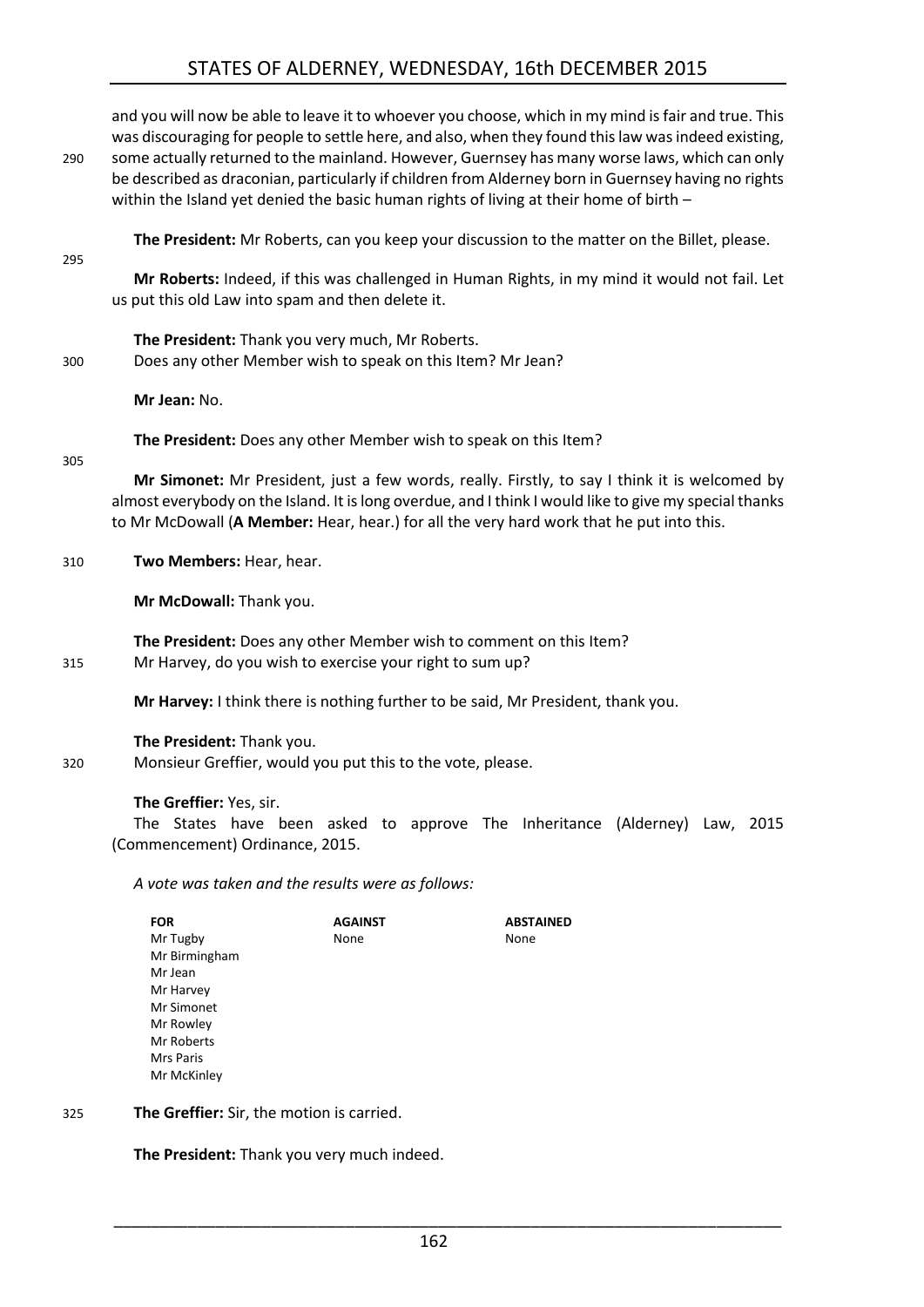and you will now be able to leave it to whoever you choose, which in my mind is fair and true. This was discouraging for people to settle here, and also, when they found this law was indeed existing, some actually returned to the mainland. However, Guernsey has many worse laws, which can only be described as draconian, particularly if children from Alderney born in Guernsey having no rights within the Island yet denied the basic human rights of living at their home of birth –

**The President:** Mr Roberts, can you keep your discussion to the matter on the Billet, please.

**Mr Roberts:** Indeed, if this was challenged in Human Rights, in my mind it would not fail. Let us put this old Law into spam and then delete it.

**The President:** Thank you very much, Mr Roberts.
Does any other Member wish to speak on this Item? Mr Jean?

**Mr Jean:** No.

**The President:** Does any other Member wish to speak on this Item?

**Mr Simonet:** Mr President, just a few words, really. Firstly, to say I think it is welcomed by almost everybody on the Island. It is long overdue, and I think I would like to give my special thanks to Mr McDowall (**A Member:** Hear, hear.) for all the very hard work that he put into this.

**Two Members:** Hear, hear.

**Mr McDowall:** Thank you.

**The President:** Does any other Member wish to comment on this Item?
Mr Harvey, do you wish to exercise your right to sum up?

**Mr Harvey:** I think there is nothing further to be said, Mr President, thank you.

**The President:** Thank you.
Monsieur Greffier, would you put this to the vote, please.

**The Greffier:** Yes, sir.
The States have been asked to approve The Inheritance (Alderney) Law, 2015 (Commencement) Ordinance, 2015.

*A vote was taken and the results were as follows:*

| FOR | AGAINST | ABSTAINED |
|---|---|---|
| Mr Tugby | None | None |
| Mr Birmingham | | |
| Mr Jean | | |
| Mr Harvey | | |
| Mr Simonet | | |
| Mr Rowley | | |
| Mr Roberts | | |
| Mrs Paris | | |
| Mr McKinley | | |

**The Greffier:** Sir, the motion is carried.

**The President:** Thank you very much indeed.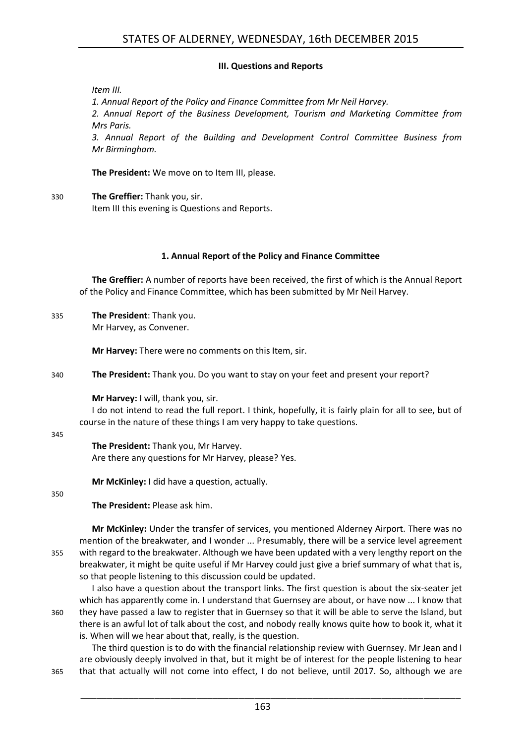### III. Questions and Reports

*Item III.*

*1. Annual Report of the Policy and Finance Committee from Mr Neil Harvey.*

*2. Annual Report of the Business Development, Tourism and Marketing Committee from Mrs Paris.*

*3. Annual Report of the Building and Development Control Committee Business from Mr Birmingham.*

**The President:** We move on to Item III, please.

330 **The Greffier:** Thank you, sir.
Item III this evening is Questions and Reports.

### 1. Annual Report of the Policy and Finance Committee

**The Greffier:** A number of reports have been received, the first of which is the Annual Report of the Policy and Finance Committee, which has been submitted by Mr Neil Harvey.

335 **The President**: Thank you.
Mr Harvey, as Convener.

**Mr Harvey:** There were no comments on this Item, sir.

340 **The President:** Thank you. Do you want to stay on your feet and present your report?

**Mr Harvey:** I will, thank you, sir.

I do not intend to read the full report. I think, hopefully, it is fairly plain for all to see, but of course in the nature of these things I am very happy to take questions.

345

**The President:** Thank you, Mr Harvey.
Are there any questions for Mr Harvey, please? Yes.

**Mr McKinley:** I did have a question, actually.

350

**The President:** Please ask him.

**Mr McKinley:** Under the transfer of services, you mentioned Alderney Airport. There was no mention of the breakwater, and I wonder ... Presumably, there will be a service level agreement 355 with regard to the breakwater. Although we have been updated with a very lengthy report on the breakwater, it might be quite useful if Mr Harvey could just give a brief summary of what that is, so that people listening to this discussion could be updated.

I also have a question about the transport links. The first question is about the six-seater jet which has apparently come in. I understand that Guernsey are about, or have now ... I know that 360 they have passed a law to register that in Guernsey so that it will be able to serve the Island, but there is an awful lot of talk about the cost, and nobody really knows quite how to book it, what it is. When will we hear about that, really, is the question.

The third question is to do with the financial relationship review with Guernsey. Mr Jean and I are obviously deeply involved in that, but it might be of interest for the people listening to hear 365 that that actually will not come into effect, I do not believe, until 2017. So, although we are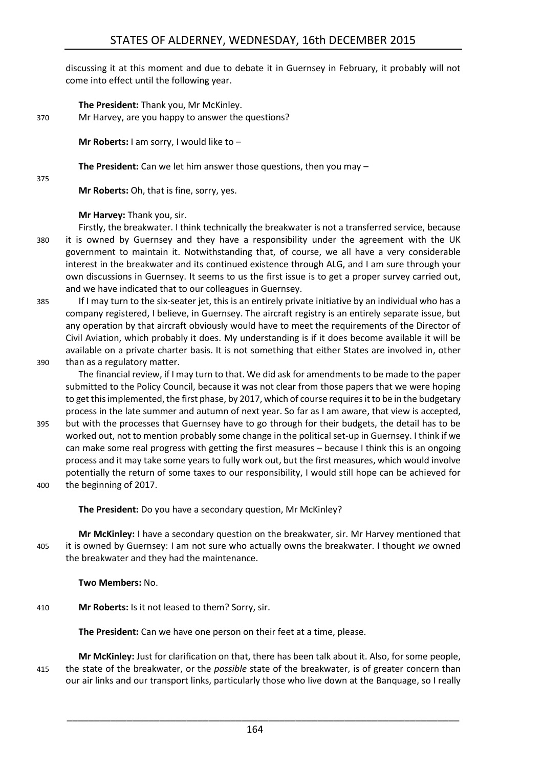discussing it at this moment and due to debate it in Guernsey in February, it probably will not come into effect until the following year.

**The President:** Thank you, Mr McKinley.
Mr Harvey, are you happy to answer the questions?

**Mr Roberts:** I am sorry, I would like to –

**The President:** Can we let him answer those questions, then you may –

**Mr Roberts:** Oh, that is fine, sorry, yes.

**Mr Harvey:** Thank you, sir.

Firstly, the breakwater. I think technically the breakwater is not a transferred service, because it is owned by Guernsey and they have a responsibility under the agreement with the UK government to maintain it. Notwithstanding that, of course, we all have a very considerable interest in the breakwater and its continued existence through ALG, and I am sure through your own discussions in Guernsey. It seems to us the first issue is to get a proper survey carried out, and we have indicated that to our colleagues in Guernsey.

If I may turn to the six-seater jet, this is an entirely private initiative by an individual who has a company registered, I believe, in Guernsey. The aircraft registry is an entirely separate issue, but any operation by that aircraft obviously would have to meet the requirements of the Director of Civil Aviation, which probably it does. My understanding is if it does become available it will be available on a private charter basis. It is not something that either States are involved in, other than as a regulatory matter.

The financial review, if I may turn to that. We did ask for amendments to be made to the paper submitted to the Policy Council, because it was not clear from those papers that we were hoping to get this implemented, the first phase, by 2017, which of course requires it to be in the budgetary process in the late summer and autumn of next year. So far as I am aware, that view is accepted, but with the processes that Guernsey have to go through for their budgets, the detail has to be worked out, not to mention probably some change in the political set-up in Guernsey. I think if we can make some real progress with getting the first measures – because I think this is an ongoing process and it may take some years to fully work out, but the first measures, which would involve potentially the return of some taxes to our responsibility, I would still hope can be achieved for the beginning of 2017.

**The President:** Do you have a secondary question, Mr McKinley?

**Mr McKinley:** I have a secondary question on the breakwater, sir. Mr Harvey mentioned that it is owned by Guernsey: I am not sure who actually owns the breakwater. I thought *we* owned the breakwater and they had the maintenance.

**Two Members:** No.

**Mr Roberts:** Is it not leased to them? Sorry, sir.

**The President:** Can we have one person on their feet at a time, please.

**Mr McKinley:** Just for clarification on that, there has been talk about it. Also, for some people, the state of the breakwater, or the *possible* state of the breakwater, is of greater concern than our air links and our transport links, particularly those who live down at the Banquage, so I really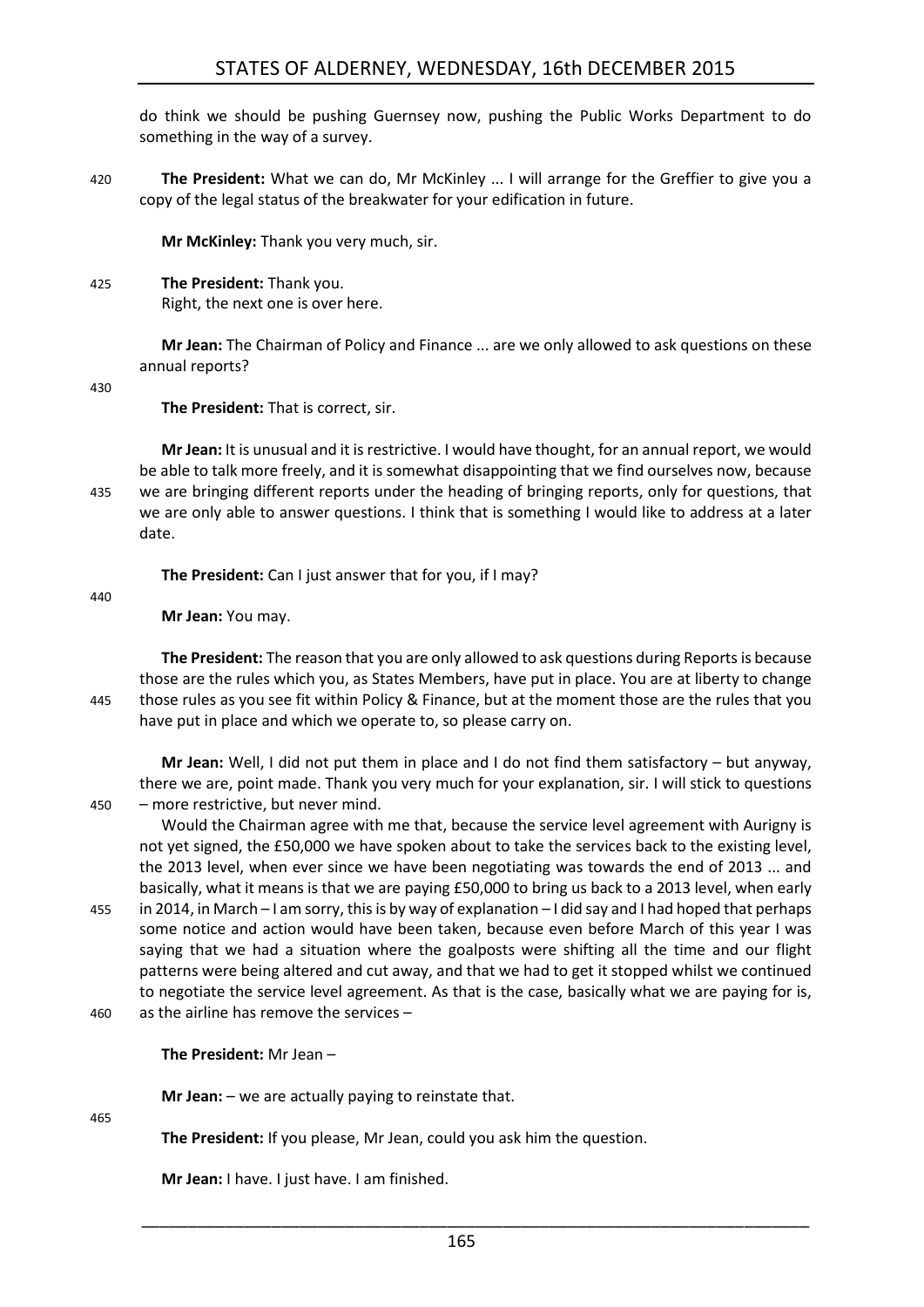do think we should be pushing Guernsey now, pushing the Public Works Department to do something in the way of a survey.

420 **The President:** What we can do, Mr McKinley ... I will arrange for the Greffier to give you a copy of the legal status of the breakwater for your edification in future.

**Mr McKinley:** Thank you very much, sir.

425 **The President:** Thank you.
Right, the next one is over here.

**Mr Jean:** The Chairman of Policy and Finance ... are we only allowed to ask questions on these annual reports?

430

**The President:** That is correct, sir.

**Mr Jean:** It is unusual and it is restrictive. I would have thought, for an annual report, we would be able to talk more freely, and it is somewhat disappointing that we find ourselves now, because 435 we are bringing different reports under the heading of bringing reports, only for questions, that we are only able to answer questions. I think that is something I would like to address at a later date.

**The President:** Can I just answer that for you, if I may?

440

**Mr Jean:** You may.

**The President:** The reason that you are only allowed to ask questions during Reports is because those are the rules which you, as States Members, have put in place. You are at liberty to change 445 those rules as you see fit within Policy & Finance, but at the moment those are the rules that you have put in place and which we operate to, so please carry on.

**Mr Jean:** Well, I did not put them in place and I do not find them satisfactory – but anyway, there we are, point made. Thank you very much for your explanation, sir. I will stick to questions 450 – more restrictive, but never mind.

Would the Chairman agree with me that, because the service level agreement with Aurigny is not yet signed, the £50,000 we have spoken about to take the services back to the existing level, the 2013 level, when ever since we have been negotiating was towards the end of 2013 ... and basically, what it means is that we are paying £50,000 to bring us back to a 2013 level, when early 455 in 2014, in March – I am sorry, this is by way of explanation – I did say and I had hoped that perhaps some notice and action would have been taken, because even before March of this year I was saying that we had a situation where the goalposts were shifting all the time and our flight patterns were being altered and cut away, and that we had to get it stopped whilst we continued to negotiate the service level agreement. As that is the case, basically what we are paying for is, 460 as the airline has remove the services –

**The President:** Mr Jean –

**Mr Jean:** – we are actually paying to reinstate that.

465

**The President:** If you please, Mr Jean, could you ask him the question.

**Mr Jean:** I have. I just have. I am finished.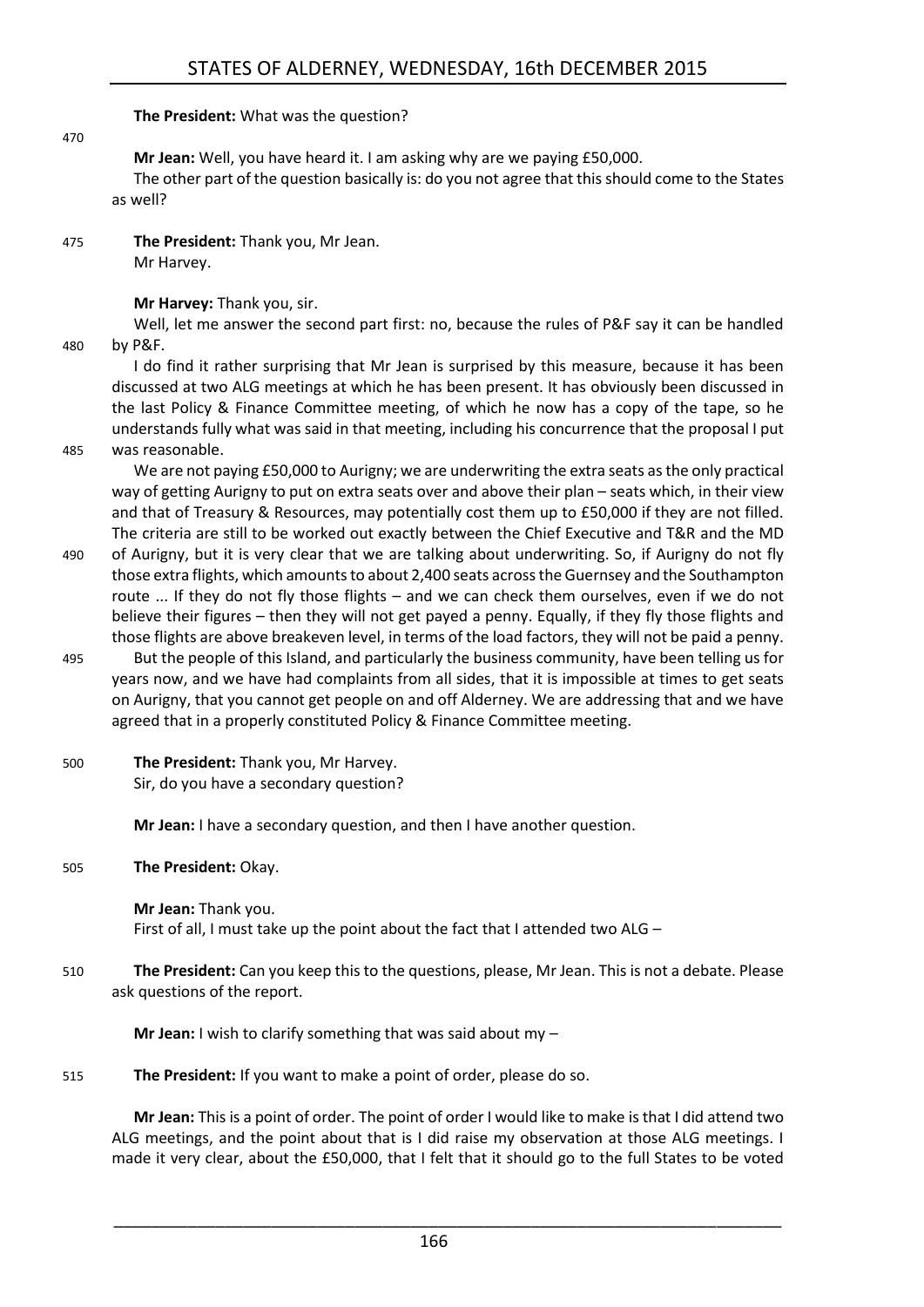**The President:** What was the question?

**Mr Jean:** Well, you have heard it. I am asking why are we paying £50,000.

The other part of the question basically is: do you not agree that this should come to the States as well?

**The President:** Thank you, Mr Jean.

Mr Harvey.

**Mr Harvey:** Thank you, sir.

Well, let me answer the second part first: no, because the rules of P&F say it can be handled by P&F.

I do find it rather surprising that Mr Jean is surprised by this measure, because it has been discussed at two ALG meetings at which he has been present. It has obviously been discussed in the last Policy & Finance Committee meeting, of which he now has a copy of the tape, so he understands fully what was said in that meeting, including his concurrence that the proposal I put was reasonable.

We are not paying £50,000 to Aurigny; we are underwriting the extra seats as the only practical way of getting Aurigny to put on extra seats over and above their plan – seats which, in their view and that of Treasury & Resources, may potentially cost them up to £50,000 if they are not filled. The criteria are still to be worked out exactly between the Chief Executive and T&R and the MD of Aurigny, but it is very clear that we are talking about underwriting. So, if Aurigny do not fly those extra flights, which amounts to about 2,400 seats across the Guernsey and the Southampton route ... If they do not fly those flights – and we can check them ourselves, even if we do not believe their figures – then they will not get payed a penny. Equally, if they fly those flights and those flights are above breakeven level, in terms of the load factors, they will not be paid a penny.

But the people of this Island, and particularly the business community, have been telling us for years now, and we have had complaints from all sides, that it is impossible at times to get seats on Aurigny, that you cannot get people on and off Alderney. We are addressing that and we have agreed that in a properly constituted Policy & Finance Committee meeting.

**The President:** Thank you, Mr Harvey.

Sir, do you have a secondary question?

**Mr Jean:** I have a secondary question, and then I have another question.

**The President:** Okay.

**Mr Jean:** Thank you.

First of all, I must take up the point about the fact that I attended two ALG –

**The President:** Can you keep this to the questions, please, Mr Jean. This is not a debate. Please ask questions of the report.

**Mr Jean:** I wish to clarify something that was said about my –

**The President:** If you want to make a point of order, please do so.

**Mr Jean:** This is a point of order. The point of order I would like to make is that I did attend two ALG meetings, and the point about that is I did raise my observation at those ALG meetings. I made it very clear, about the £50,000, that I felt that it should go to the full States to be voted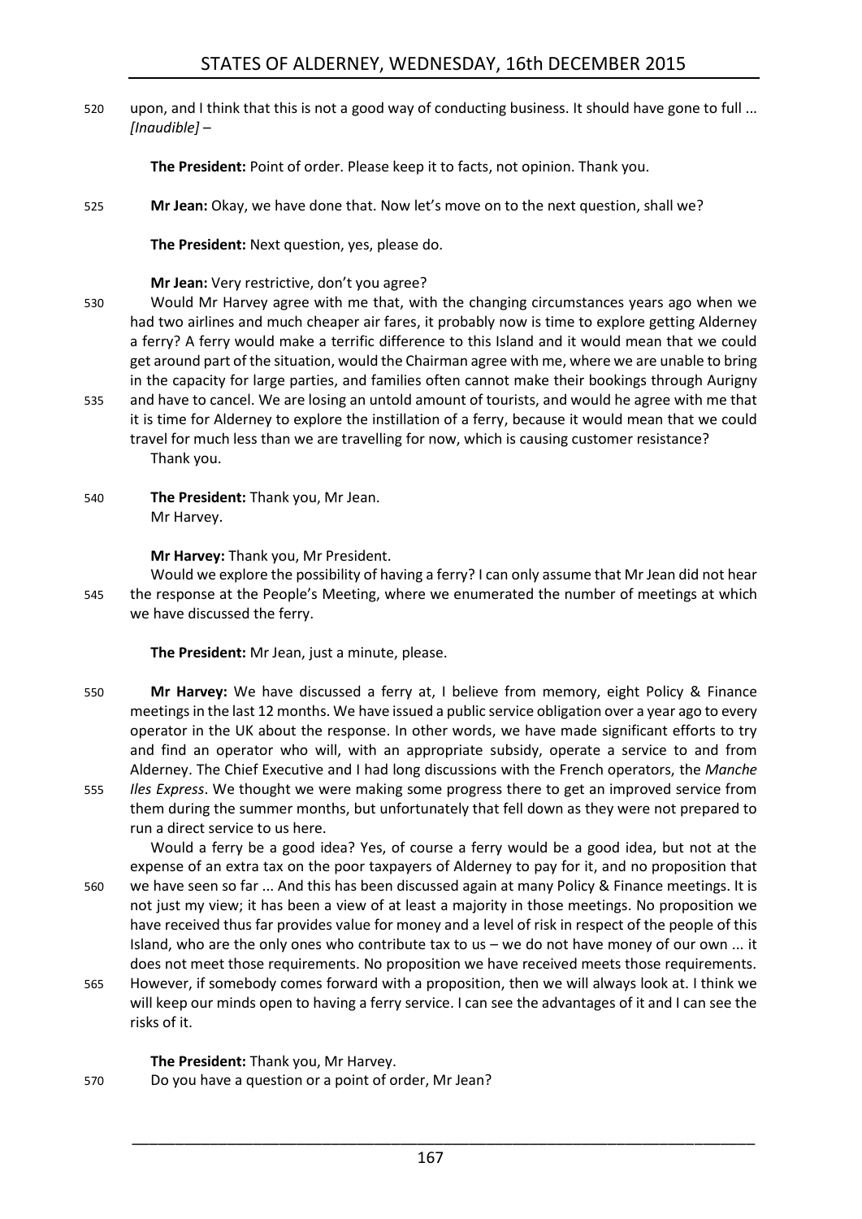upon, and I think that this is not a good way of conducting business. It should have gone to full ... *[Inaudible]* –

**The President:** Point of order. Please keep it to facts, not opinion. Thank you.

**Mr Jean:** Okay, we have done that. Now let's move on to the next question, shall we?

**The President:** Next question, yes, please do.

**Mr Jean:** Very restrictive, don't you agree?

Would Mr Harvey agree with me that, with the changing circumstances years ago when we had two airlines and much cheaper air fares, it probably now is time to explore getting Alderney a ferry? A ferry would make a terrific difference to this Island and it would mean that we could get around part of the situation, would the Chairman agree with me, where we are unable to bring in the capacity for large parties, and families often cannot make their bookings through Aurigny and have to cancel. We are losing an untold amount of tourists, and would he agree with me that it is time for Alderney to explore the instillation of a ferry, because it would mean that we could travel for much less than we are travelling for now, which is causing customer resistance?

Thank you.

**The President:** Thank you, Mr Jean.

Mr Harvey.

**Mr Harvey:** Thank you, Mr President.

Would we explore the possibility of having a ferry? I can only assume that Mr Jean did not hear the response at the People's Meeting, where we enumerated the number of meetings at which we have discussed the ferry.

**The President:** Mr Jean, just a minute, please.

**Mr Harvey:** We have discussed a ferry at, I believe from memory, eight Policy & Finance meetings in the last 12 months. We have issued a public service obligation over a year ago to every operator in the UK about the response. In other words, we have made significant efforts to try and find an operator who will, with an appropriate subsidy, operate a service to and from Alderney. The Chief Executive and I had long discussions with the French operators, the *Manche Iles Express*. We thought we were making some progress there to get an improved service from them during the summer months, but unfortunately that fell down as they were not prepared to run a direct service to us here.

Would a ferry be a good idea? Yes, of course a ferry would be a good idea, but not at the expense of an extra tax on the poor taxpayers of Alderney to pay for it, and no proposition that we have seen so far ... And this has been discussed again at many Policy & Finance meetings. It is not just my view; it has been a view of at least a majority in those meetings. No proposition we have received thus far provides value for money and a level of risk in respect of the people of this Island, who are the only ones who contribute tax to us – we do not have money of our own ... it does not meet those requirements. No proposition we have received meets those requirements. However, if somebody comes forward with a proposition, then we will always look at. I think we will keep our minds open to having a ferry service. I can see the advantages of it and I can see the risks of it.

**The President:** Thank you, Mr Harvey.

Do you have a question or a point of order, Mr Jean?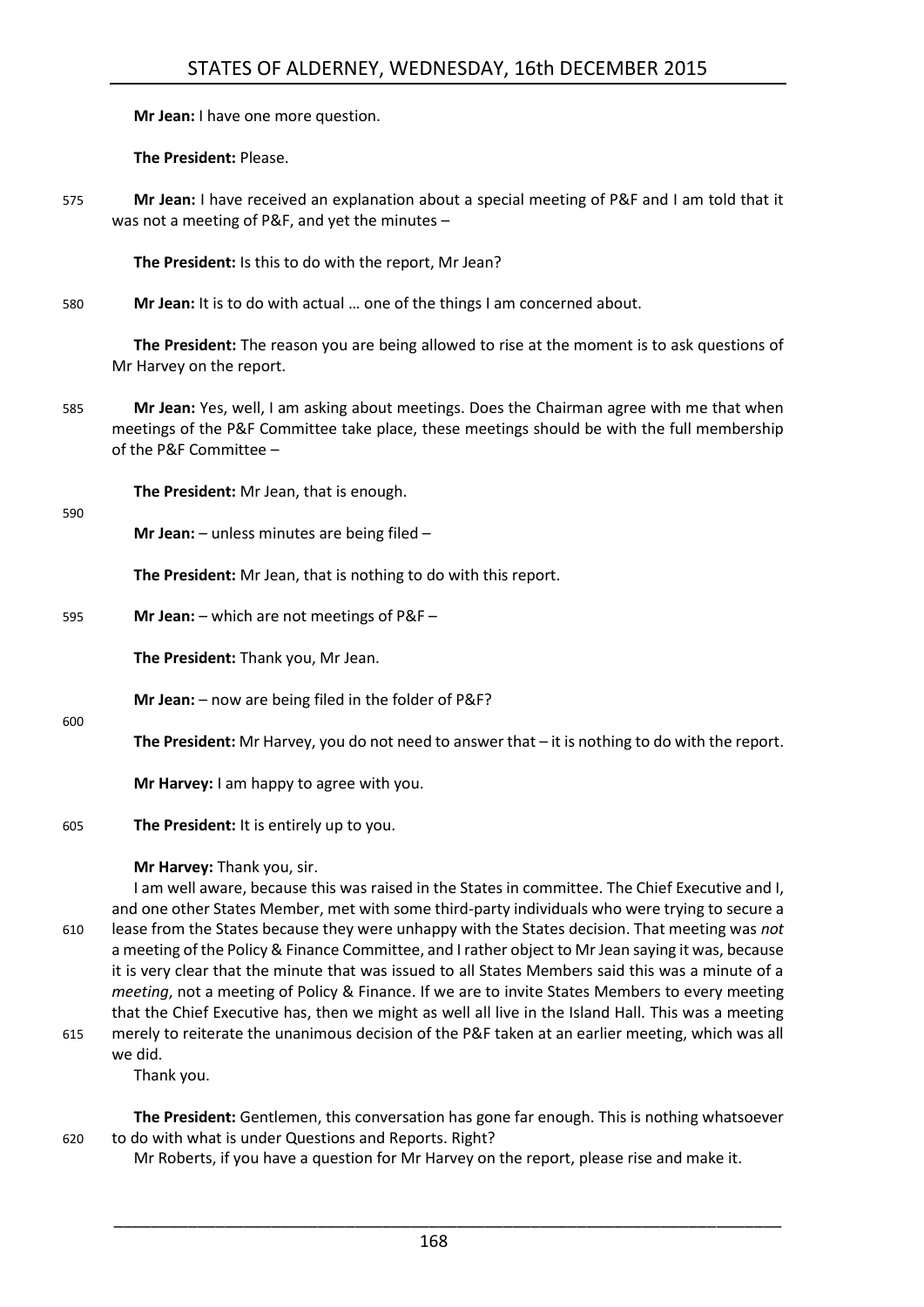**Mr Jean:** I have one more question.

**The President:** Please.

**Mr Jean:** I have received an explanation about a special meeting of P&F and I am told that it was not a meeting of P&F, and yet the minutes –

**The President:** Is this to do with the report, Mr Jean?

**Mr Jean:** It is to do with actual … one of the things I am concerned about.

**The President:** The reason you are being allowed to rise at the moment is to ask questions of Mr Harvey on the report.

**Mr Jean:** Yes, well, I am asking about meetings. Does the Chairman agree with me that when meetings of the P&F Committee take place, these meetings should be with the full membership of the P&F Committee –

**The President:** Mr Jean, that is enough.

**Mr Jean:** – unless minutes are being filed –

**The President:** Mr Jean, that is nothing to do with this report.

**Mr Jean:** – which are not meetings of P&F –

**The President:** Thank you, Mr Jean.

**Mr Jean:** – now are being filed in the folder of P&F?

**The President:** Mr Harvey, you do not need to answer that – it is nothing to do with the report.

**Mr Harvey:** I am happy to agree with you.

**The President:** It is entirely up to you.

**Mr Harvey:** Thank you, sir.

I am well aware, because this was raised in the States in committee. The Chief Executive and I, and one other States Member, met with some third-party individuals who were trying to secure a lease from the States because they were unhappy with the States decision. That meeting was *not* a meeting of the Policy & Finance Committee, and I rather object to Mr Jean saying it was, because it is very clear that the minute that was issued to all States Members said this was a minute of a *meeting*, not a meeting of Policy & Finance. If we are to invite States Members to every meeting that the Chief Executive has, then we might as well all live in the Island Hall. This was a meeting merely to reiterate the unanimous decision of the P&F taken at an earlier meeting, which was all we did.

Thank you.

**The President:** Gentlemen, this conversation has gone far enough. This is nothing whatsoever to do with what is under Questions and Reports. Right?

Mr Roberts, if you have a question for Mr Harvey on the report, please rise and make it.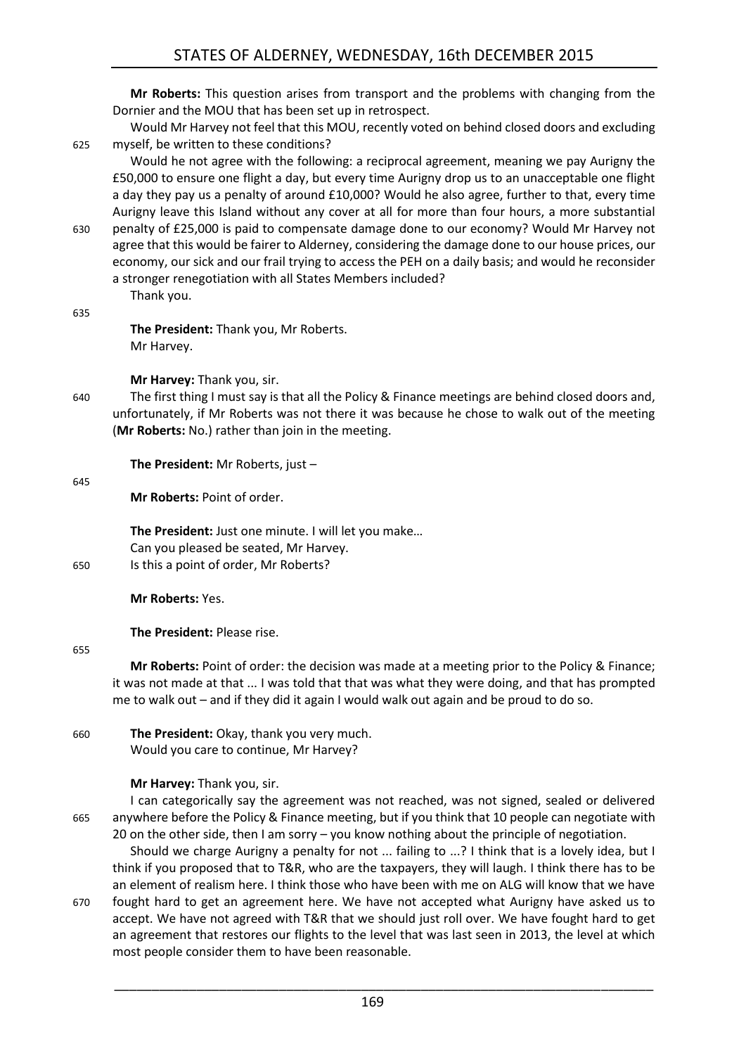**Mr Roberts:** This question arises from transport and the problems with changing from the Dornier and the MOU that has been set up in retrospect.

Would Mr Harvey not feel that this MOU, recently voted on behind closed doors and excluding myself, be written to these conditions?

Would he not agree with the following: a reciprocal agreement, meaning we pay Aurigny the £50,000 to ensure one flight a day, but every time Aurigny drop us to an unacceptable one flight a day they pay us a penalty of around £10,000? Would he also agree, further to that, every time Aurigny leave this Island without any cover at all for more than four hours, a more substantial penalty of £25,000 is paid to compensate damage done to our economy? Would Mr Harvey not agree that this would be fairer to Alderney, considering the damage done to our house prices, our economy, our sick and our frail trying to access the PEH on a daily basis; and would he reconsider a stronger renegotiation with all States Members included?

Thank you.

**The President:** Thank you, Mr Roberts.

Mr Harvey.

**Mr Harvey:** Thank you, sir.

The first thing I must say is that all the Policy & Finance meetings are behind closed doors and, unfortunately, if Mr Roberts was not there it was because he chose to walk out of the meeting (**Mr Roberts:** No.) rather than join in the meeting.

**The President:** Mr Roberts, just –

**Mr Roberts:** Point of order.

**The President:** Just one minute. I will let you make…

Can you pleased be seated, Mr Harvey.

Is this a point of order, Mr Roberts?

**Mr Roberts:** Yes.

**The President:** Please rise.

**Mr Roberts:** Point of order: the decision was made at a meeting prior to the Policy & Finance; it was not made at that ... I was told that that was what they were doing, and that has prompted me to walk out – and if they did it again I would walk out again and be proud to do so.

**The President:** Okay, thank you very much.

Would you care to continue, Mr Harvey?

**Mr Harvey:** Thank you, sir.

I can categorically say the agreement was not reached, was not signed, sealed or delivered anywhere before the Policy & Finance meeting, but if you think that 10 people can negotiate with 20 on the other side, then I am sorry – you know nothing about the principle of negotiation.

Should we charge Aurigny a penalty for not ... failing to ...? I think that is a lovely idea, but I think if you proposed that to T&R, who are the taxpayers, they will laugh. I think there has to be an element of realism here. I think those who have been with me on ALG will know that we have fought hard to get an agreement here. We have not accepted what Aurigny have asked us to accept. We have not agreed with T&R that we should just roll over. We have fought hard to get an agreement that restores our flights to the level that was last seen in 2013, the level at which most people consider them to have been reasonable.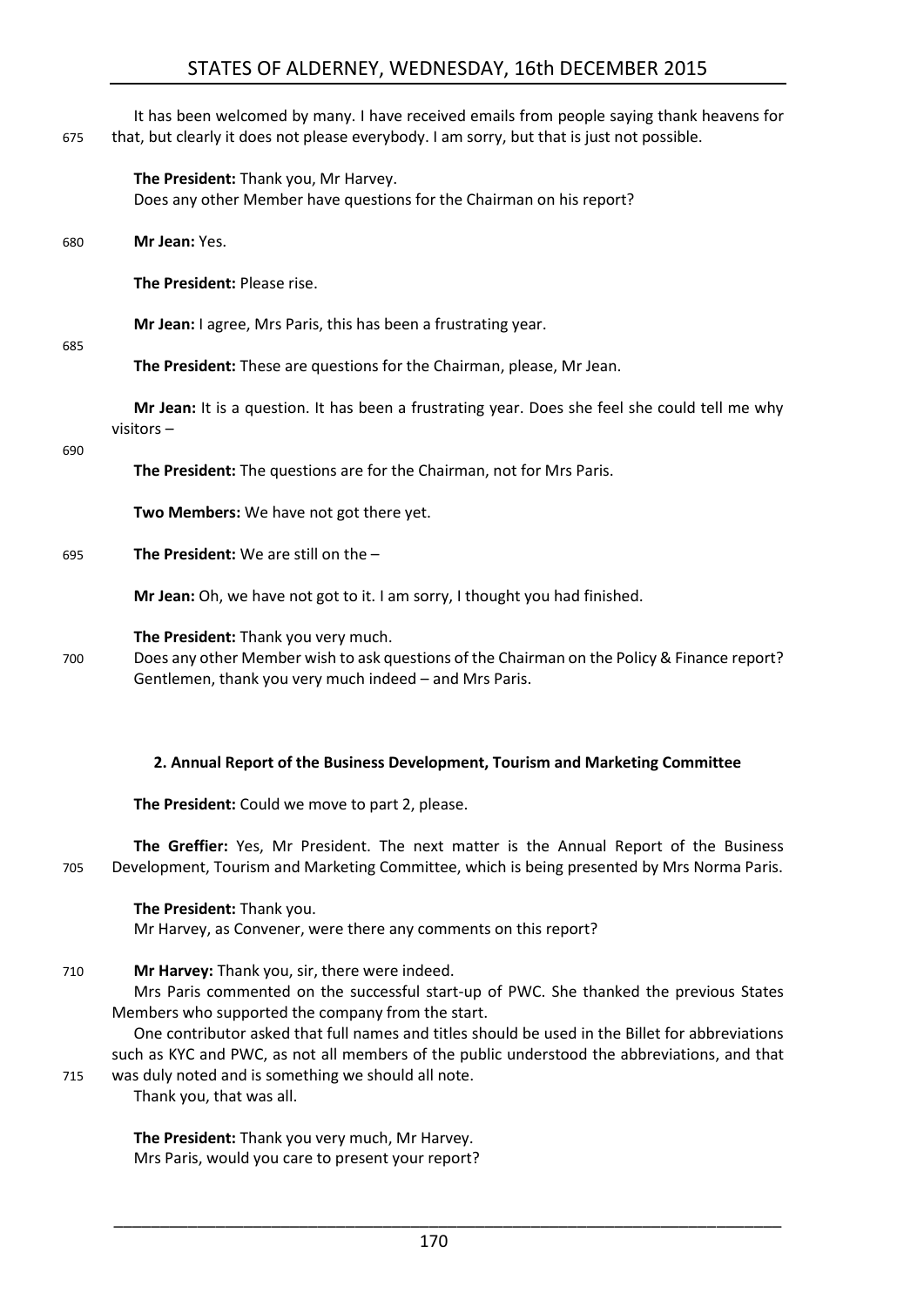It has been welcomed by many. I have received emails from people saying thank heavens for that, but clearly it does not please everybody. I am sorry, but that is just not possible.

**The President:** Thank you, Mr Harvey.
Does any other Member have questions for the Chairman on his report?

**Mr Jean:** Yes.

**The President:** Please rise.

**Mr Jean:** I agree, Mrs Paris, this has been a frustrating year.

**The President:** These are questions for the Chairman, please, Mr Jean.

**Mr Jean:** It is a question. It has been a frustrating year. Does she feel she could tell me why visitors –

**The President:** The questions are for the Chairman, not for Mrs Paris.

**Two Members:** We have not got there yet.

**The President:** We are still on the –

**Mr Jean:** Oh, we have not got to it. I am sorry, I thought you had finished.

**The President:** Thank you very much.
Does any other Member wish to ask questions of the Chairman on the Policy & Finance report? Gentlemen, thank you very much indeed – and Mrs Paris.

### 2. Annual Report of the Business Development, Tourism and Marketing Committee

**The President:** Could we move to part 2, please.

**The Greffier:** Yes, Mr President. The next matter is the Annual Report of the Business Development, Tourism and Marketing Committee, which is being presented by Mrs Norma Paris.

**The President:** Thank you.
Mr Harvey, as Convener, were there any comments on this report?

**Mr Harvey:** Thank you, sir, there were indeed.
Mrs Paris commented on the successful start-up of PWC. She thanked the previous States Members who supported the company from the start.
One contributor asked that full names and titles should be used in the Billet for abbreviations such as KYC and PWC, as not all members of the public understood the abbreviations, and that was duly noted and is something we should all note.
Thank you, that was all.

**The President:** Thank you very much, Mr Harvey.
Mrs Paris, would you care to present your report?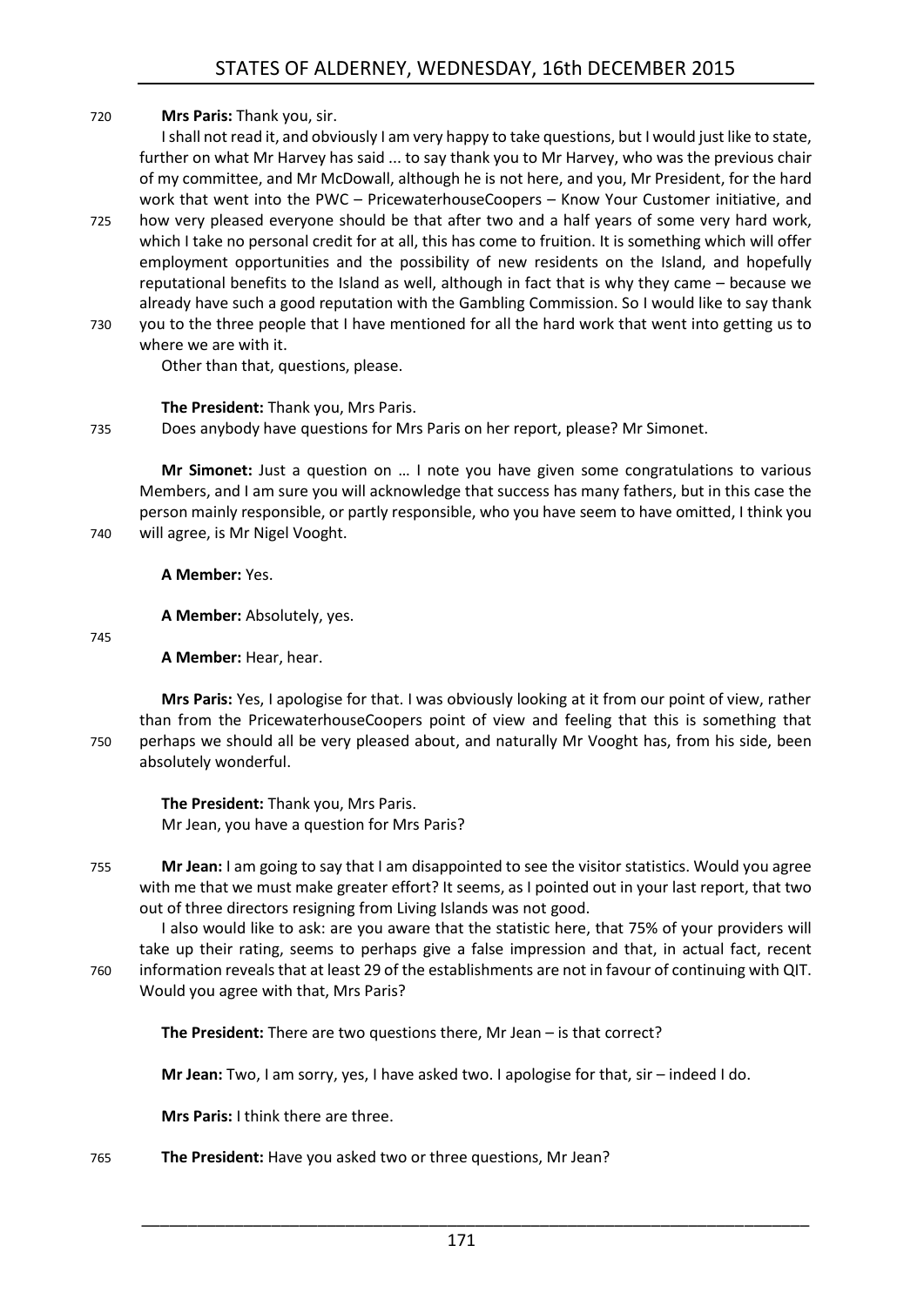**Mrs Paris:** Thank you, sir.

I shall not read it, and obviously I am very happy to take questions, but I would just like to state, further on what Mr Harvey has said ... to say thank you to Mr Harvey, who was the previous chair of my committee, and Mr McDowall, although he is not here, and you, Mr President, for the hard work that went into the PWC – PricewaterhouseCoopers – Know Your Customer initiative, and how very pleased everyone should be that after two and a half years of some very hard work, which I take no personal credit for at all, this has come to fruition. It is something which will offer employment opportunities and the possibility of new residents on the Island, and hopefully reputational benefits to the Island as well, although in fact that is why they came – because we already have such a good reputation with the Gambling Commission. So I would like to say thank you to the three people that I have mentioned for all the hard work that went into getting us to where we are with it.

Other than that, questions, please.

**The President:** Thank you, Mrs Paris.

Does anybody have questions for Mrs Paris on her report, please? Mr Simonet.

**Mr Simonet:** Just a question on … I note you have given some congratulations to various Members, and I am sure you will acknowledge that success has many fathers, but in this case the person mainly responsible, or partly responsible, who you have seem to have omitted, I think you will agree, is Mr Nigel Vooght.

**A Member:** Yes.

**A Member:** Absolutely, yes.

**A Member:** Hear, hear.

**Mrs Paris:** Yes, I apologise for that. I was obviously looking at it from our point of view, rather than from the PricewaterhouseCoopers point of view and feeling that this is something that perhaps we should all be very pleased about, and naturally Mr Vooght has, from his side, been absolutely wonderful.

**The President:** Thank you, Mrs Paris.

Mr Jean, you have a question for Mrs Paris?

**Mr Jean:** I am going to say that I am disappointed to see the visitor statistics. Would you agree with me that we must make greater effort? It seems, as I pointed out in your last report, that two out of three directors resigning from Living Islands was not good.

I also would like to ask: are you aware that the statistic here, that 75% of your providers will take up their rating, seems to perhaps give a false impression and that, in actual fact, recent information reveals that at least 29 of the establishments are not in favour of continuing with QIT. Would you agree with that, Mrs Paris?

**The President:** There are two questions there, Mr Jean – is that correct?

**Mr Jean:** Two, I am sorry, yes, I have asked two. I apologise for that, sir – indeed I do.

**Mrs Paris:** I think there are three.

**The President:** Have you asked two or three questions, Mr Jean?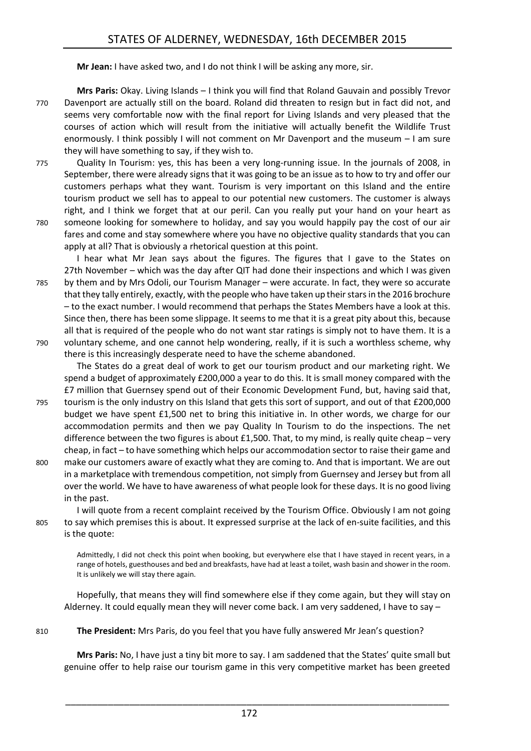**Mr Jean:** I have asked two, and I do not think I will be asking any more, sir.

**Mrs Paris:** Okay. Living Islands – I think you will find that Roland Gauvain and possibly Trevor Davenport are actually still on the board. Roland did threaten to resign but in fact did not, and seems very comfortable now with the final report for Living Islands and very pleased that the courses of action which will result from the initiative will actually benefit the Wildlife Trust enormously. I think possibly I will not comment on Mr Davenport and the museum – I am sure they will have something to say, if they wish to.

Quality In Tourism: yes, this has been a very long-running issue. In the journals of 2008, in September, there were already signs that it was going to be an issue as to how to try and offer our customers perhaps what they want. Tourism is very important on this Island and the entire tourism product we sell has to appeal to our potential new customers. The customer is always right, and I think we forget that at our peril. Can you really put your hand on your heart as someone looking for somewhere to holiday, and say you would happily pay the cost of our air fares and come and stay somewhere where you have no objective quality standards that you can apply at all? That is obviously a rhetorical question at this point.

I hear what Mr Jean says about the figures. The figures that I gave to the States on 27th November – which was the day after QIT had done their inspections and which I was given by them and by Mrs Odoli, our Tourism Manager – were accurate. In fact, they were so accurate that they tally entirely, exactly, with the people who have taken up their stars in the 2016 brochure – to the exact number. I would recommend that perhaps the States Members have a look at this. Since then, there has been some slippage. It seems to me that it is a great pity about this, because all that is required of the people who do not want star ratings is simply not to have them. It is a voluntary scheme, and one cannot help wondering, really, if it is such a worthless scheme, why there is this increasingly desperate need to have the scheme abandoned.

The States do a great deal of work to get our tourism product and our marketing right. We spend a budget of approximately £200,000 a year to do this. It is small money compared with the £7 million that Guernsey spend out of their Economic Development Fund, but, having said that, tourism is the only industry on this Island that gets this sort of support, and out of that £200,000 budget we have spent £1,500 net to bring this initiative in. In other words, we charge for our accommodation permits and then we pay Quality In Tourism to do the inspections. The net difference between the two figures is about £1,500. That, to my mind, is really quite cheap – very cheap, in fact – to have something which helps our accommodation sector to raise their game and make our customers aware of exactly what they are coming to. And that is important. We are out in a marketplace with tremendous competition, not simply from Guernsey and Jersey but from all over the world. We have to have awareness of what people look for these days. It is no good living in the past.

I will quote from a recent complaint received by the Tourism Office. Obviously I am not going to say which premises this is about. It expressed surprise at the lack of en-suite facilities, and this is the quote:

> Admittedly, I did not check this point when booking, but everywhere else that I have stayed in recent years, in a range of hotels, guesthouses and bed and breakfasts, have had at least a toilet, wash basin and shower in the room. It is unlikely we will stay there again.

Hopefully, that means they will find somewhere else if they come again, but they will stay on Alderney. It could equally mean they will never come back. I am very saddened, I have to say –

**The President:** Mrs Paris, do you feel that you have fully answered Mr Jean's question?

**Mrs Paris:** No, I have just a tiny bit more to say. I am saddened that the States' quite small but genuine offer to help raise our tourism game in this very competitive market has been greeted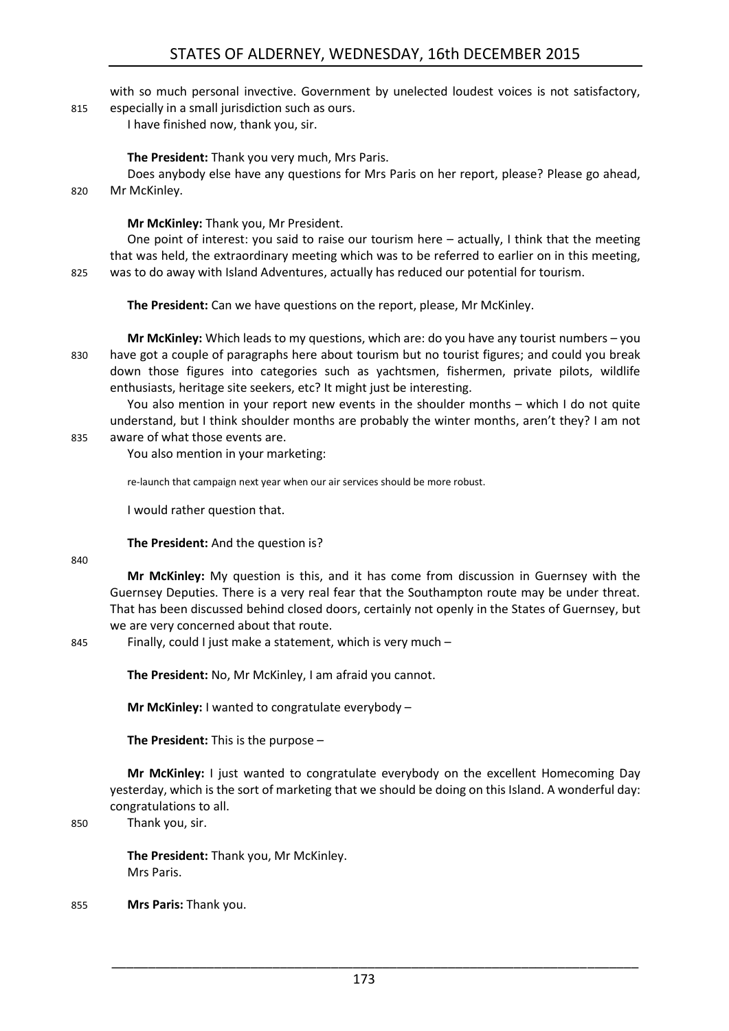with so much personal invective. Government by unelected loudest voices is not satisfactory, especially in a small jurisdiction such as ours.

I have finished now, thank you, sir.

**The President:** Thank you very much, Mrs Paris.

Does anybody else have any questions for Mrs Paris on her report, please? Please go ahead, Mr McKinley.

**Mr McKinley:** Thank you, Mr President.

One point of interest: you said to raise our tourism here – actually, I think that the meeting that was held, the extraordinary meeting which was to be referred to earlier on in this meeting, was to do away with Island Adventures, actually has reduced our potential for tourism.

**The President:** Can we have questions on the report, please, Mr McKinley.

**Mr McKinley:** Which leads to my questions, which are: do you have any tourist numbers – you have got a couple of paragraphs here about tourism but no tourist figures; and could you break down those figures into categories such as yachtsmen, fishermen, private pilots, wildlife enthusiasts, heritage site seekers, etc? It might just be interesting.

You also mention in your report new events in the shoulder months – which I do not quite understand, but I think shoulder months are probably the winter months, aren't they? I am not aware of what those events are.

You also mention in your marketing:

> re-launch that campaign next year when our air services should be more robust.

I would rather question that.

**The President:** And the question is?

**Mr McKinley:** My question is this, and it has come from discussion in Guernsey with the Guernsey Deputies. There is a very real fear that the Southampton route may be under threat. That has been discussed behind closed doors, certainly not openly in the States of Guernsey, but we are very concerned about that route.

Finally, could I just make a statement, which is very much –

**The President:** No, Mr McKinley, I am afraid you cannot.

**Mr McKinley:** I wanted to congratulate everybody –

**The President:** This is the purpose –

**Mr McKinley:** I just wanted to congratulate everybody on the excellent Homecoming Day yesterday, which is the sort of marketing that we should be doing on this Island. A wonderful day: congratulations to all.

Thank you, sir.

**The President:** Thank you, Mr McKinley.

Mrs Paris.

**Mrs Paris:** Thank you.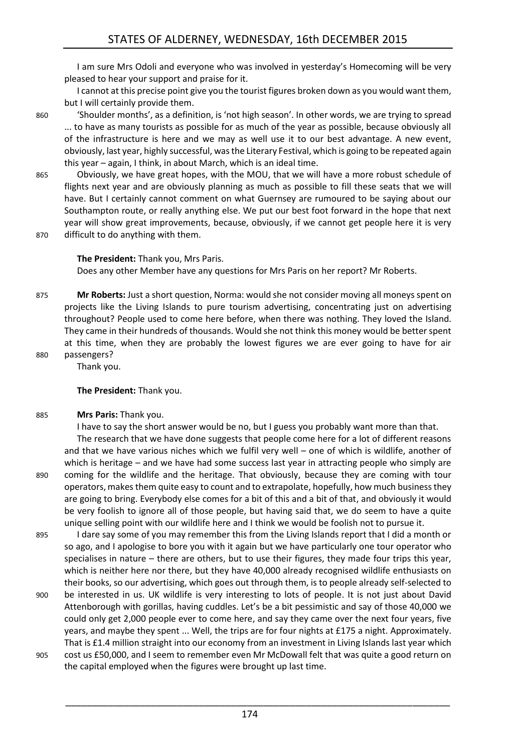I am sure Mrs Odoli and everyone who was involved in yesterday's Homecoming will be very pleased to hear your support and praise for it.

I cannot at this precise point give you the tourist figures broken down as you would want them, but I will certainly provide them.

'Shoulder months', as a definition, is 'not high season'. In other words, we are trying to spread ... to have as many tourists as possible for as much of the year as possible, because obviously all of the infrastructure is here and we may as well use it to our best advantage. A new event, obviously, last year, highly successful, was the Literary Festival, which is going to be repeated again this year – again, I think, in about March, which is an ideal time.

Obviously, we have great hopes, with the MOU, that we will have a more robust schedule of flights next year and are obviously planning as much as possible to fill these seats that we will have. But I certainly cannot comment on what Guernsey are rumoured to be saying about our Southampton route, or really anything else. We put our best foot forward in the hope that next year will show great improvements, because, obviously, if we cannot get people here it is very difficult to do anything with them.

**The President:** Thank you, Mrs Paris.

Does any other Member have any questions for Mrs Paris on her report? Mr Roberts.

**Mr Roberts:** Just a short question, Norma: would she not consider moving all moneys spent on projects like the Living Islands to pure tourism advertising, concentrating just on advertising throughout? People used to come here before, when there was nothing. They loved the Island. They came in their hundreds of thousands. Would she not think this money would be better spent at this time, when they are probably the lowest figures we are ever going to have for air passengers?

Thank you.

**The President:** Thank you.

**Mrs Paris:** Thank you.

I have to say the short answer would be no, but I guess you probably want more than that.

The research that we have done suggests that people come here for a lot of different reasons and that we have various niches which we fulfil very well – one of which is wildlife, another of which is heritage – and we have had some success last year in attracting people who simply are coming for the wildlife and the heritage. That obviously, because they are coming with tour operators, makes them quite easy to count and to extrapolate, hopefully, how much business they are going to bring. Everybody else comes for a bit of this and a bit of that, and obviously it would be very foolish to ignore all of those people, but having said that, we do seem to have a quite unique selling point with our wildlife here and I think we would be foolish not to pursue it.

I dare say some of you may remember this from the Living Islands report that I did a month or so ago, and I apologise to bore you with it again but we have particularly one tour operator who specialises in nature – there are others, but to use their figures, they made four trips this year, which is neither here nor there, but they have 40,000 already recognised wildlife enthusiasts on their books, so our advertising, which goes out through them, is to people already self-selected to be interested in us. UK wildlife is very interesting to lots of people. It is not just about David Attenborough with gorillas, having cuddles. Let's be a bit pessimistic and say of those 40,000 we could only get 2,000 people ever to come here, and say they came over the next four years, five years, and maybe they spent ... Well, the trips are for four nights at £175 a night. Approximately. That is £1.4 million straight into our economy from an investment in Living Islands last year which cost us £50,000, and I seem to remember even Mr McDowall felt that was quite a good return on the capital employed when the figures were brought up last time.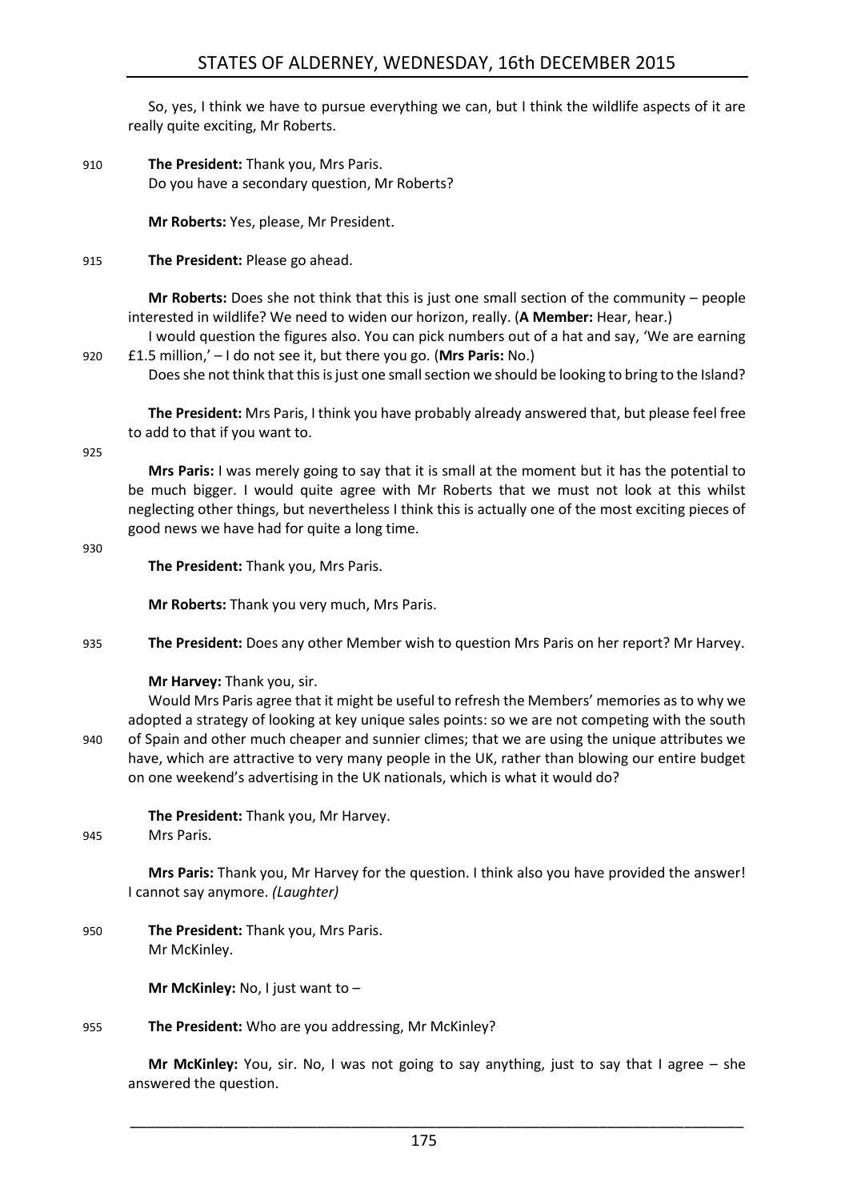So, yes, I think we have to pursue everything we can, but I think the wildlife aspects of it are really quite exciting, Mr Roberts.

**The President:** Thank you, Mrs Paris.
Do you have a secondary question, Mr Roberts?

**Mr Roberts:** Yes, please, Mr President.

**The President:** Please go ahead.

**Mr Roberts:** Does she not think that this is just one small section of the community – people interested in wildlife? We need to widen our horizon, really. (**A Member:** Hear, hear.)

I would question the figures also. You can pick numbers out of a hat and say, 'We are earning £1.5 million,' – I do not see it, but there you go. (**Mrs Paris:** No.)

Does she not think that this is just one small section we should be looking to bring to the Island?

**The President:** Mrs Paris, I think you have probably already answered that, but please feel free to add to that if you want to.

**Mrs Paris:** I was merely going to say that it is small at the moment but it has the potential to be much bigger. I would quite agree with Mr Roberts that we must not look at this whilst neglecting other things, but nevertheless I think this is actually one of the most exciting pieces of good news we have had for quite a long time.

**The President:** Thank you, Mrs Paris.

**Mr Roberts:** Thank you very much, Mrs Paris.

**The President:** Does any other Member wish to question Mrs Paris on her report? Mr Harvey.

**Mr Harvey:** Thank you, sir.

Would Mrs Paris agree that it might be useful to refresh the Members' memories as to why we adopted a strategy of looking at key unique sales points: so we are not competing with the south of Spain and other much cheaper and sunnier climes; that we are using the unique attributes we have, which are attractive to very many people in the UK, rather than blowing our entire budget on one weekend's advertising in the UK nationals, which is what it would do?

**The President:** Thank you, Mr Harvey.
Mrs Paris.

**Mrs Paris:** Thank you, Mr Harvey for the question. I think also you have provided the answer! I cannot say anymore. *(Laughter)*

**The President:** Thank you, Mrs Paris.
Mr McKinley.

**Mr McKinley:** No, I just want to –

**The President:** Who are you addressing, Mr McKinley?

**Mr McKinley:** You, sir. No, I was not going to say anything, just to say that I agree – she answered the question.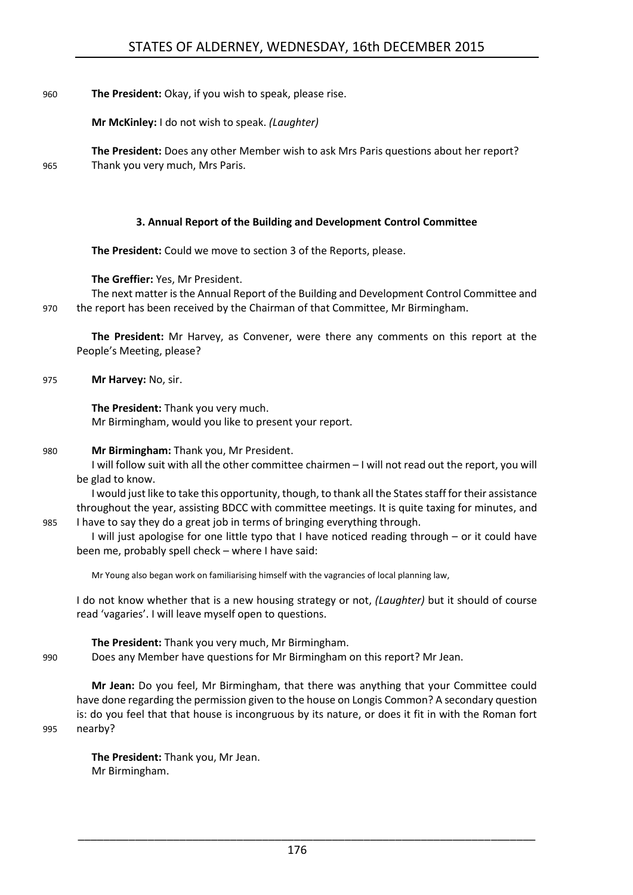**The President:** Okay, if you wish to speak, please rise.

**Mr McKinley:** I do not wish to speak. *(Laughter)*

**The President:** Does any other Member wish to ask Mrs Paris questions about her report? Thank you very much, Mrs Paris.

### 3. Annual Report of the Building and Development Control Committee

**The President:** Could we move to section 3 of the Reports, please.

**The Greffier:** Yes, Mr President.

The next matter is the Annual Report of the Building and Development Control Committee and the report has been received by the Chairman of that Committee, Mr Birmingham.

**The President:** Mr Harvey, as Convener, were there any comments on this report at the People's Meeting, please?

**Mr Harvey:** No, sir.

**The President:** Thank you very much.

Mr Birmingham, would you like to present your report.

**Mr Birmingham:** Thank you, Mr President.

I will follow suit with all the other committee chairmen – I will not read out the report, you will be glad to know.

I would just like to take this opportunity, though, to thank all the States staff for their assistance throughout the year, assisting BDCC with committee meetings. It is quite taxing for minutes, and I have to say they do a great job in terms of bringing everything through.

I will just apologise for one little typo that I have noticed reading through – or it could have been me, probably spell check – where I have said:

> Mr Young also began work on familiarising himself with the vagrancies of local planning law,

I do not know whether that is a new housing strategy or not, *(Laughter)* but it should of course read 'vagaries'. I will leave myself open to questions.

**The President:** Thank you very much, Mr Birmingham.

Does any Member have questions for Mr Birmingham on this report? Mr Jean.

**Mr Jean:** Do you feel, Mr Birmingham, that there was anything that your Committee could have done regarding the permission given to the house on Longis Common? A secondary question is: do you feel that that house is incongruous by its nature, or does it fit in with the Roman fort nearby?

**The President:** Thank you, Mr Jean.

Mr Birmingham.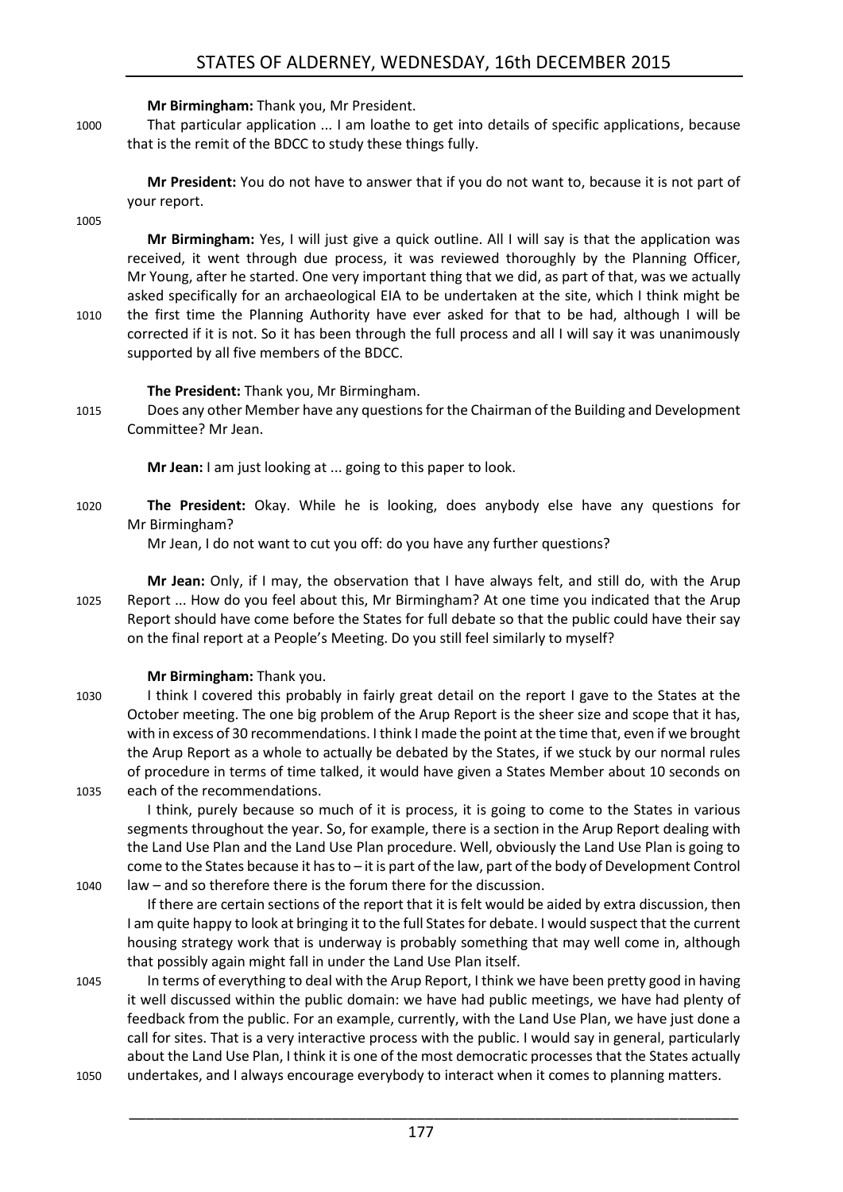**Mr Birmingham:** Thank you, Mr President.

That particular application ... I am loathe to get into details of specific applications, because that is the remit of the BDCC to study these things fully.

**Mr President:** You do not have to answer that if you do not want to, because it is not part of your report.

**Mr Birmingham:** Yes, I will just give a quick outline. All I will say is that the application was received, it went through due process, it was reviewed thoroughly by the Planning Officer, Mr Young, after he started. One very important thing that we did, as part of that, was we actually asked specifically for an archaeological EIA to be undertaken at the site, which I think might be the first time the Planning Authority have ever asked for that to be had, although I will be corrected if it is not. So it has been through the full process and all I will say it was unanimously supported by all five members of the BDCC.

**The President:** Thank you, Mr Birmingham.

Does any other Member have any questions for the Chairman of the Building and Development Committee? Mr Jean.

**Mr Jean:** I am just looking at ... going to this paper to look.

**The President:** Okay. While he is looking, does anybody else have any questions for Mr Birmingham?

Mr Jean, I do not want to cut you off: do you have any further questions?

**Mr Jean:** Only, if I may, the observation that I have always felt, and still do, with the Arup Report ... How do you feel about this, Mr Birmingham? At one time you indicated that the Arup Report should have come before the States for full debate so that the public could have their say on the final report at a People's Meeting. Do you still feel similarly to myself?

**Mr Birmingham:** Thank you.

I think I covered this probably in fairly great detail on the report I gave to the States at the October meeting. The one big problem of the Arup Report is the sheer size and scope that it has, with in excess of 30 recommendations. I think I made the point at the time that, even if we brought the Arup Report as a whole to actually be debated by the States, if we stuck by our normal rules of procedure in terms of time talked, it would have given a States Member about 10 seconds on each of the recommendations.

I think, purely because so much of it is process, it is going to come to the States in various segments throughout the year. So, for example, there is a section in the Arup Report dealing with the Land Use Plan and the Land Use Plan procedure. Well, obviously the Land Use Plan is going to come to the States because it has to – it is part of the law, part of the body of Development Control law – and so therefore there is the forum there for the discussion.

If there are certain sections of the report that it is felt would be aided by extra discussion, then I am quite happy to look at bringing it to the full States for debate. I would suspect that the current housing strategy work that is underway is probably something that may well come in, although that possibly again might fall in under the Land Use Plan itself.

In terms of everything to deal with the Arup Report, I think we have been pretty good in having it well discussed within the public domain: we have had public meetings, we have had plenty of feedback from the public. For an example, currently, with the Land Use Plan, we have just done a call for sites. That is a very interactive process with the public. I would say in general, particularly about the Land Use Plan, I think it is one of the most democratic processes that the States actually undertakes, and I always encourage everybody to interact when it comes to planning matters.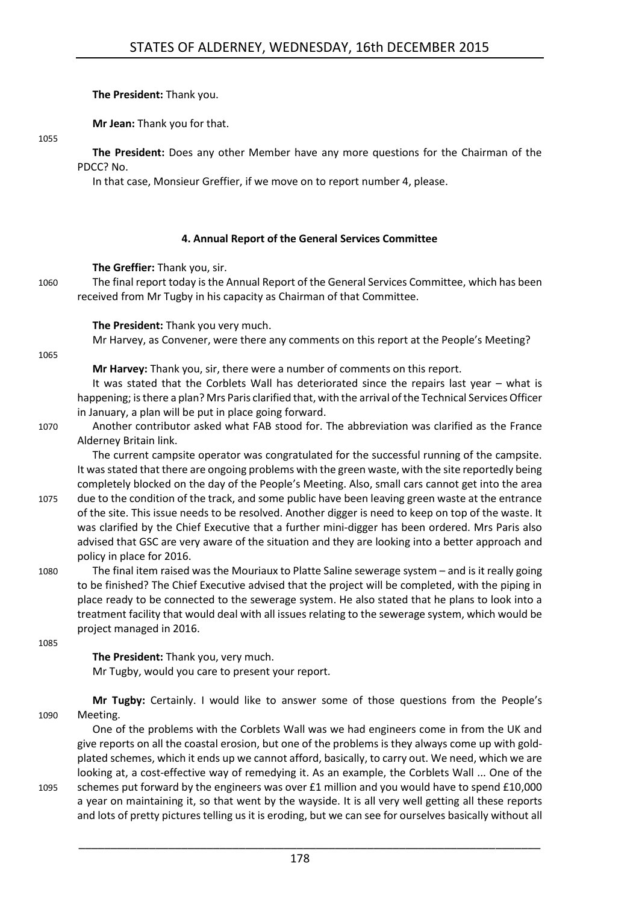**The President:** Thank you.

**Mr Jean:** Thank you for that.

**The President:** Does any other Member have any more questions for the Chairman of the PDCC? No.

In that case, Monsieur Greffier, if we move on to report number 4, please.

### 4. Annual Report of the General Services Committee

**The Greffier:** Thank you, sir.

The final report today is the Annual Report of the General Services Committee, which has been received from Mr Tugby in his capacity as Chairman of that Committee.

**The President:** Thank you very much.

Mr Harvey, as Convener, were there any comments on this report at the People's Meeting?

**Mr Harvey:** Thank you, sir, there were a number of comments on this report.

It was stated that the Corblets Wall has deteriorated since the repairs last year – what is happening; is there a plan? Mrs Paris clarified that, with the arrival of the Technical Services Officer in January, a plan will be put in place going forward.

Another contributor asked what FAB stood for. The abbreviation was clarified as the France Alderney Britain link.

The current campsite operator was congratulated for the successful running of the campsite. It was stated that there are ongoing problems with the green waste, with the site reportedly being completely blocked on the day of the People's Meeting. Also, small cars cannot get into the area due to the condition of the track, and some public have been leaving green waste at the entrance of the site. This issue needs to be resolved. Another digger is need to keep on top of the waste. It was clarified by the Chief Executive that a further mini-digger has been ordered. Mrs Paris also advised that GSC are very aware of the situation and they are looking into a better approach and policy in place for 2016.

The final item raised was the Mouriaux to Platte Saline sewerage system – and is it really going to be finished? The Chief Executive advised that the project will be completed, with the piping in place ready to be connected to the sewerage system. He also stated that he plans to look into a treatment facility that would deal with all issues relating to the sewerage system, which would be project managed in 2016.

**The President:** Thank you, very much.

Mr Tugby, would you care to present your report.

**Mr Tugby:** Certainly. I would like to answer some of those questions from the People's Meeting.

One of the problems with the Corblets Wall was we had engineers come in from the UK and give reports on all the coastal erosion, but one of the problems is they always come up with gold-plated schemes, which it ends up we cannot afford, basically, to carry out. We need, which we are looking at, a cost-effective way of remedying it. As an example, the Corblets Wall ... One of the schemes put forward by the engineers was over £1 million and you would have to spend £10,000 a year on maintaining it, so that went by the wayside. It is all very well getting all these reports and lots of pretty pictures telling us it is eroding, but we can see for ourselves basically without all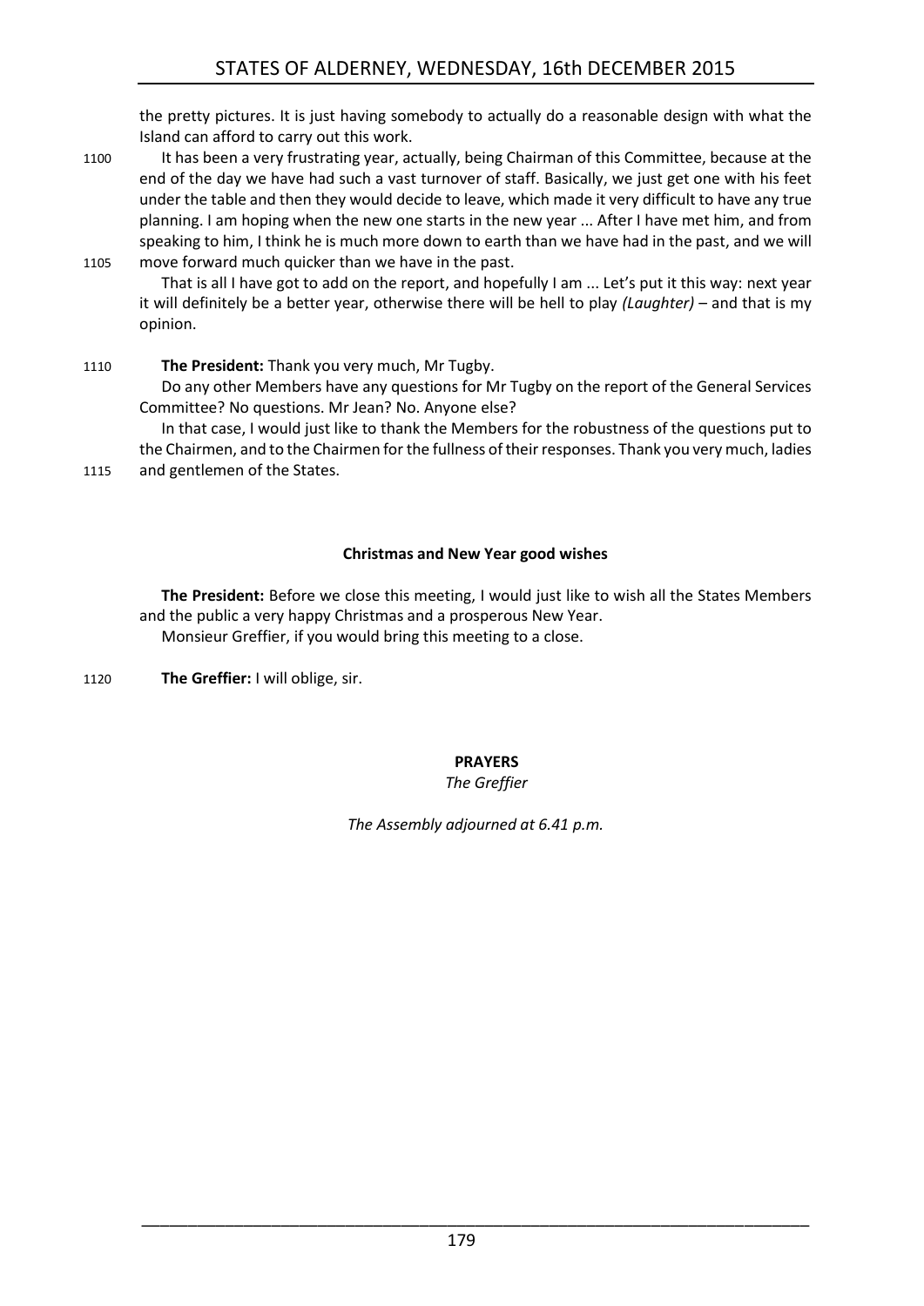the pretty pictures. It is just having somebody to actually do a reasonable design with what the Island can afford to carry out this work.

1100 It has been a very frustrating year, actually, being Chairman of this Committee, because at the end of the day we have had such a vast turnover of staff. Basically, we just get one with his feet under the table and then they would decide to leave, which made it very difficult to have any true planning. I am hoping when the new one starts in the new year ... After I have met him, and from speaking to him, I think he is much more down to earth than we have had in the past, and we will 1105 move forward much quicker than we have in the past.

That is all I have got to add on the report, and hopefully I am ... Let's put it this way: next year it will definitely be a better year, otherwise there will be hell to play *(Laughter)* – and that is my opinion.

1110 **The President:** Thank you very much, Mr Tugby.

Do any other Members have any questions for Mr Tugby on the report of the General Services Committee? No questions. Mr Jean? No. Anyone else?

In that case, I would just like to thank the Members for the robustness of the questions put to the Chairmen, and to the Chairmen for the fullness of their responses. Thank you very much, ladies 1115 and gentlemen of the States.

### Christmas and New Year good wishes

**The President:** Before we close this meeting, I would just like to wish all the States Members and the public a very happy Christmas and a prosperous New Year.

Monsieur Greffier, if you would bring this meeting to a close.

1120 **The Greffier:** I will oblige, sir.

**PRAYERS**

*The Greffier*

*The Assembly adjourned at 6.41 p.m.*